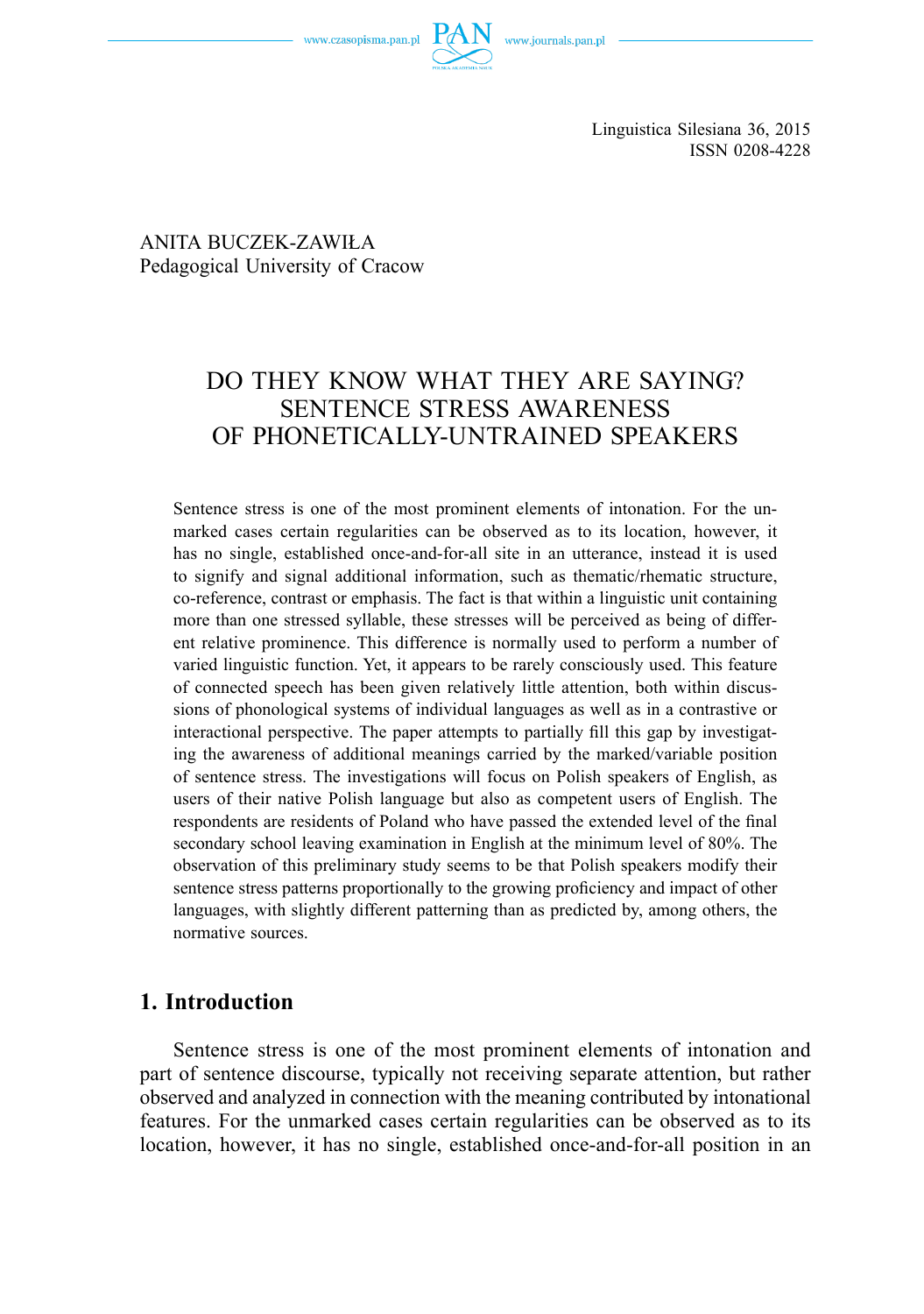Linguistica Silesiana 36, 2015
ISSN 0208-4228

ANITA BUCZEK-ZAWIŁA
Pedagogical University of Cracow

# DO THEY KNOW WHAT THEY ARE SAYING? SENTENCE STRESS AWARENESS OF PHONETICALLY-UNTRAINED SPEAKERS

Sentence stress is one of the most prominent elements of intonation. For the unmarked cases certain regularities can be observed as to its location, however, it has no single, established once-and-for-all site in an utterance, instead it is used to signify and signal additional information, such as thematic/rhematic structure, co-reference, contrast or emphasis. The fact is that within a linguistic unit containing more than one stressed syllable, these stresses will be perceived as being of different relative prominence. This difference is normally used to perform a number of varied linguistic function. Yet, it appears to be rarely consciously used. This feature of connected speech has been given relatively little attention, both within discussions of phonological systems of individual languages as well as in a contrastive or interactional perspective. The paper attempts to partially fill this gap by investigating the awareness of additional meanings carried by the marked/variable position of sentence stress. The investigations will focus on Polish speakers of English, as users of their native Polish language but also as competent users of English. The respondents are residents of Poland who have passed the extended level of the final secondary school leaving examination in English at the minimum level of 80%. The observation of this preliminary study seems to be that Polish speakers modify their sentence stress patterns proportionally to the growing proficiency and impact of other languages, with slightly different patterning than as predicted by, among others, the normative sources.

## 1. Introduction

Sentence stress is one of the most prominent elements of intonation and part of sentence discourse, typically not receiving separate attention, but rather observed and analyzed in connection with the meaning contributed by intonational features. For the unmarked cases certain regularities can be observed as to its location, however, it has no single, established once-and-for-all position in an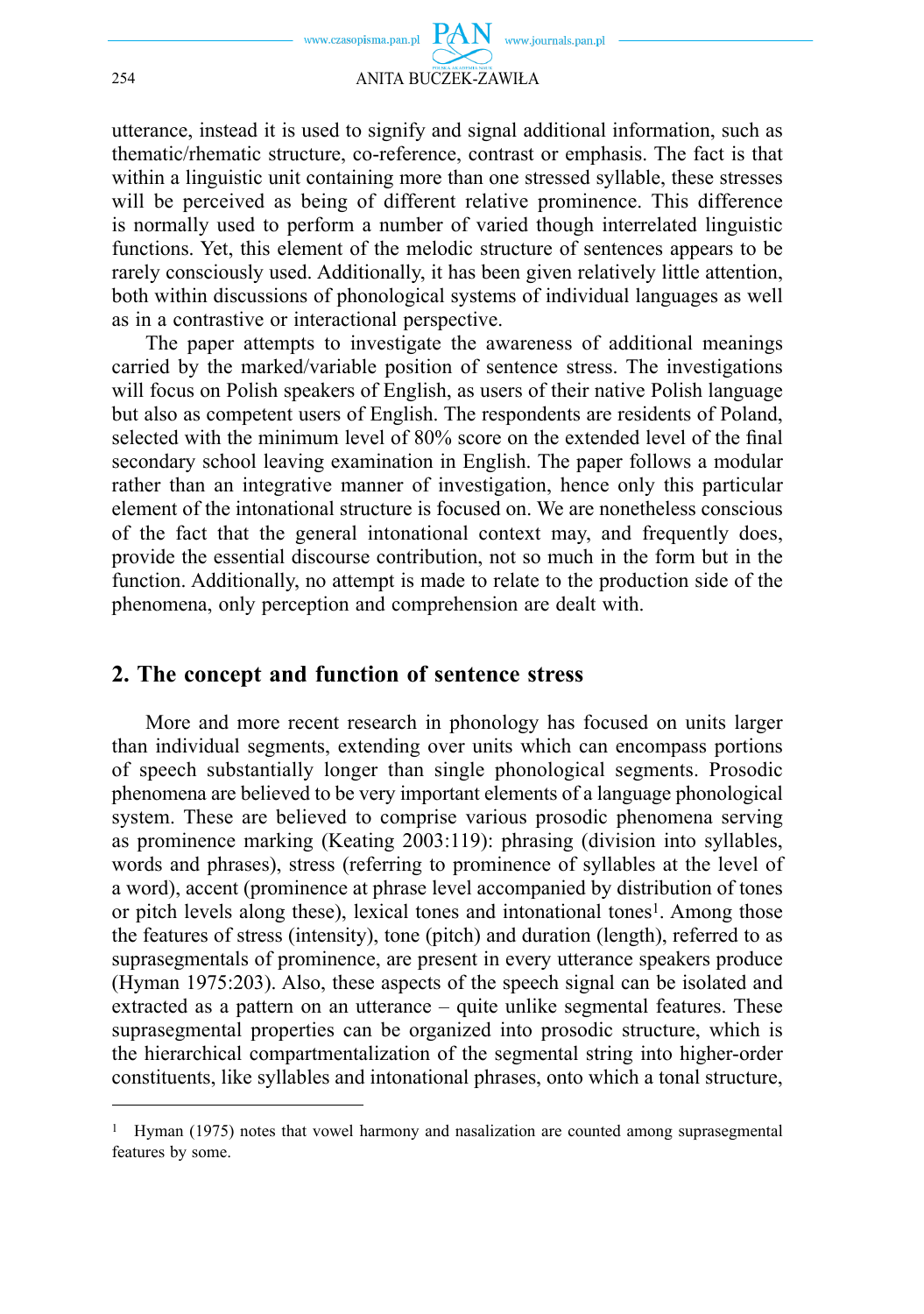utterance, instead it is used to signify and signal additional information, such as thematic/rhematic structure, co-reference, contrast or emphasis. The fact is that within a linguistic unit containing more than one stressed syllable, these stresses will be perceived as being of different relative prominence. This difference is normally used to perform a number of varied though interrelated linguistic functions. Yet, this element of the melodic structure of sentences appears to be rarely consciously used. Additionally, it has been given relatively little attention, both within discussions of phonological systems of individual languages as well as in a contrastive or interactional perspective.

The paper attempts to investigate the awareness of additional meanings carried by the marked/variable position of sentence stress. The investigations will focus on Polish speakers of English, as users of their native Polish language but also as competent users of English. The respondents are residents of Poland, selected with the minimum level of 80% score on the extended level of the final secondary school leaving examination in English. The paper follows a modular rather than an integrative manner of investigation, hence only this particular element of the intonational structure is focused on. We are nonetheless conscious of the fact that the general intonational context may, and frequently does, provide the essential discourse contribution, not so much in the form but in the function. Additionally, no attempt is made to relate to the production side of the phenomena, only perception and comprehension are dealt with.

## 2. The concept and function of sentence stress

More and more recent research in phonology has focused on units larger than individual segments, extending over units which can encompass portions of speech substantially longer than single phonological segments. Prosodic phenomena are believed to be very important elements of a language phonological system. These are believed to comprise various prosodic phenomena serving as prominence marking (Keating 2003:119): phrasing (division into syllables, words and phrases), stress (referring to prominence of syllables at the level of a word), accent (prominence at phrase level accompanied by distribution of tones or pitch levels along these), lexical tones and intonational tones[1]. Among those the features of stress (intensity), tone (pitch) and duration (length), referred to as suprasegmentals of prominence, are present in every utterance speakers produce (Hyman 1975:203). Also, these aspects of the speech signal can be isolated and extracted as a pattern on an utterance – quite unlike segmental features. These suprasegmental properties can be organized into prosodic structure, which is the hierarchical compartmentalization of the segmental string into higher-order constituents, like syllables and intonational phrases, onto which a tonal structure,

---

[1] Hyman (1975) notes that vowel harmony and nasalization are counted among suprasegmental features by some.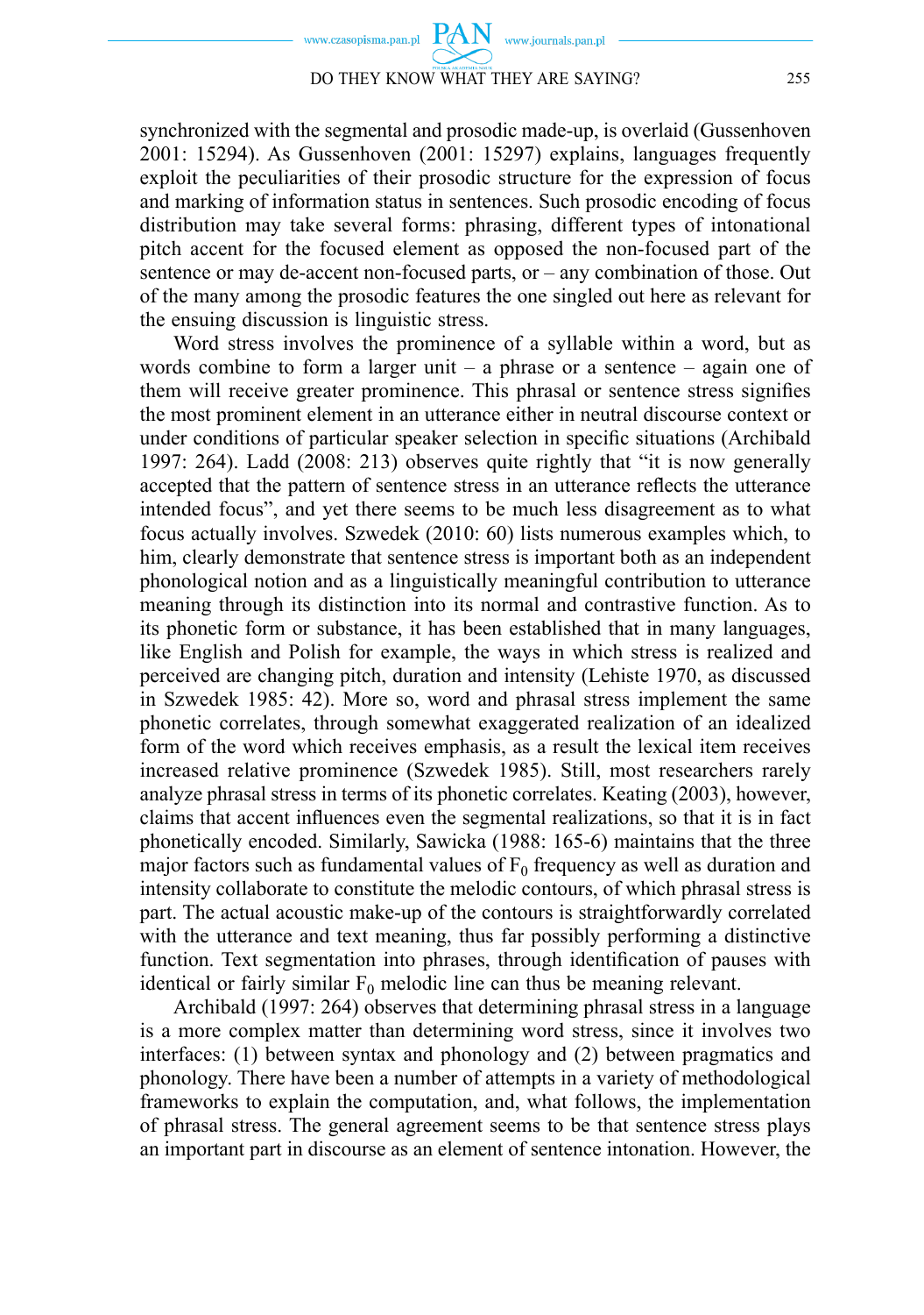synchronized with the segmental and prosodic made-up, is overlaid (Gussenhoven 2001: 15294). As Gussenhoven (2001: 15297) explains, languages frequently exploit the peculiarities of their prosodic structure for the expression of focus and marking of information status in sentences. Such prosodic encoding of focus distribution may take several forms: phrasing, different types of intonational pitch accent for the focused element as opposed the non-focused part of the sentence or may de-accent non-focused parts, or – any combination of those. Out of the many among the prosodic features the one singled out here as relevant for the ensuing discussion is linguistic stress.

Word stress involves the prominence of a syllable within a word, but as words combine to form a larger unit – a phrase or a sentence – again one of them will receive greater prominence. This phrasal or sentence stress signifies the most prominent element in an utterance either in neutral discourse context or under conditions of particular speaker selection in specific situations (Archibald 1997: 264). Ladd (2008: 213) observes quite rightly that "it is now generally accepted that the pattern of sentence stress in an utterance reflects the utterance intended focus", and yet there seems to be much less disagreement as to what focus actually involves. Szwedek (2010: 60) lists numerous examples which, to him, clearly demonstrate that sentence stress is important both as an independent phonological notion and as a linguistically meaningful contribution to utterance meaning through its distinction into its normal and contrastive function. As to its phonetic form or substance, it has been established that in many languages, like English and Polish for example, the ways in which stress is realized and perceived are changing pitch, duration and intensity (Lehiste 1970, as discussed in Szwedek 1985: 42). More so, word and phrasal stress implement the same phonetic correlates, through somewhat exaggerated realization of an idealized form of the word which receives emphasis, as a result the lexical item receives increased relative prominence (Szwedek 1985). Still, most researchers rarely analyze phrasal stress in terms of its phonetic correlates. Keating (2003), however, claims that accent influences even the segmental realizations, so that it is in fact phonetically encoded. Similarly, Sawicka (1988: 165-6) maintains that the three major factors such as fundamental values of $F_0$ frequency as well as duration and intensity collaborate to constitute the melodic contours, of which phrasal stress is part. The actual acoustic make-up of the contours is straightforwardly correlated with the utterance and text meaning, thus far possibly performing a distinctive function. Text segmentation into phrases, through identification of pauses with identical or fairly similar $F_0$ melodic line can thus be meaning relevant.

Archibald (1997: 264) observes that determining phrasal stress in a language is a more complex matter than determining word stress, since it involves two interfaces: (1) between syntax and phonology and (2) between pragmatics and phonology. There have been a number of attempts in a variety of methodological frameworks to explain the computation, and, what follows, the implementation of phrasal stress. The general agreement seems to be that sentence stress plays an important part in discourse as an element of sentence intonation. However, the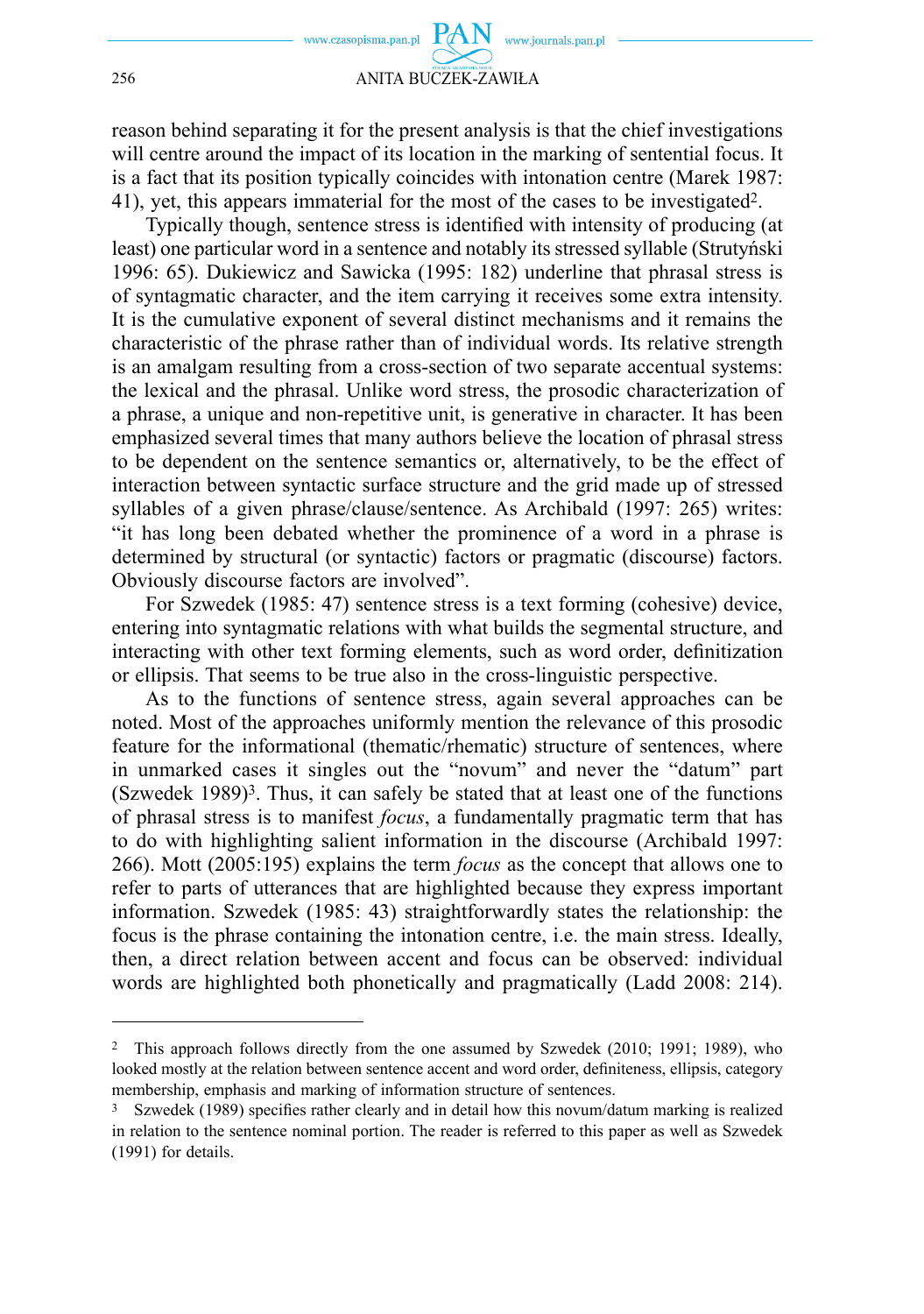reason behind separating it for the present analysis is that the chief investigations will centre around the impact of its location in the marking of sentential focus. It is a fact that its position typically coincides with intonation centre (Marek 1987: 41), yet, this appears immaterial for the most of the cases to be investigated[2].

Typically though, sentence stress is identified with intensity of producing (at least) one particular word in a sentence and notably its stressed syllable (Strutyński 1996: 65). Dukiewicz and Sawicka (1995: 182) underline that phrasal stress is of syntagmatic character, and the item carrying it receives some extra intensity. It is the cumulative exponent of several distinct mechanisms and it remains the characteristic of the phrase rather than of individual words. Its relative strength is an amalgam resulting from a cross-section of two separate accentual systems: the lexical and the phrasal. Unlike word stress, the prosodic characterization of a phrase, a unique and non-repetitive unit, is generative in character. It has been emphasized several times that many authors believe the location of phrasal stress to be dependent on the sentence semantics or, alternatively, to be the effect of interaction between syntactic surface structure and the grid made up of stressed syllables of a given phrase/clause/sentence. As Archibald (1997: 265) writes: "it has long been debated whether the prominence of a word in a phrase is determined by structural (or syntactic) factors or pragmatic (discourse) factors. Obviously discourse factors are involved".

For Szwedek (1985: 47) sentence stress is a text forming (cohesive) device, entering into syntagmatic relations with what builds the segmental structure, and interacting with other text forming elements, such as word order, definitization or ellipsis. That seems to be true also in the cross-linguistic perspective.

As to the functions of sentence stress, again several approaches can be noted. Most of the approaches uniformly mention the relevance of this prosodic feature for the informational (thematic/rhematic) structure of sentences, where in unmarked cases it singles out the "novum" and never the "datum" part (Szwedek 1989)[3]. Thus, it can safely be stated that at least one of the functions of phrasal stress is to manifest *focus*, a fundamentally pragmatic term that has to do with highlighting salient information in the discourse (Archibald 1997: 266). Mott (2005:195) explains the term *focus* as the concept that allows one to refer to parts of utterances that are highlighted because they express important information. Szwedek (1985: 43) straightforwardly states the relationship: the focus is the phrase containing the intonation centre, i.e. the main stress. Ideally, then, a direct relation between accent and focus can be observed: individual words are highlighted both phonetically and pragmatically (Ladd 2008: 214).

---

[2] This approach follows directly from the one assumed by Szwedek (2010; 1991; 1989), who looked mostly at the relation between sentence accent and word order, definiteness, ellipsis, category membership, emphasis and marking of information structure of sentences.

[3] Szwedek (1989) specifies rather clearly and in detail how this novum/datum marking is realized in relation to the sentence nominal portion. The reader is referred to this paper as well as Szwedek (1991) for details.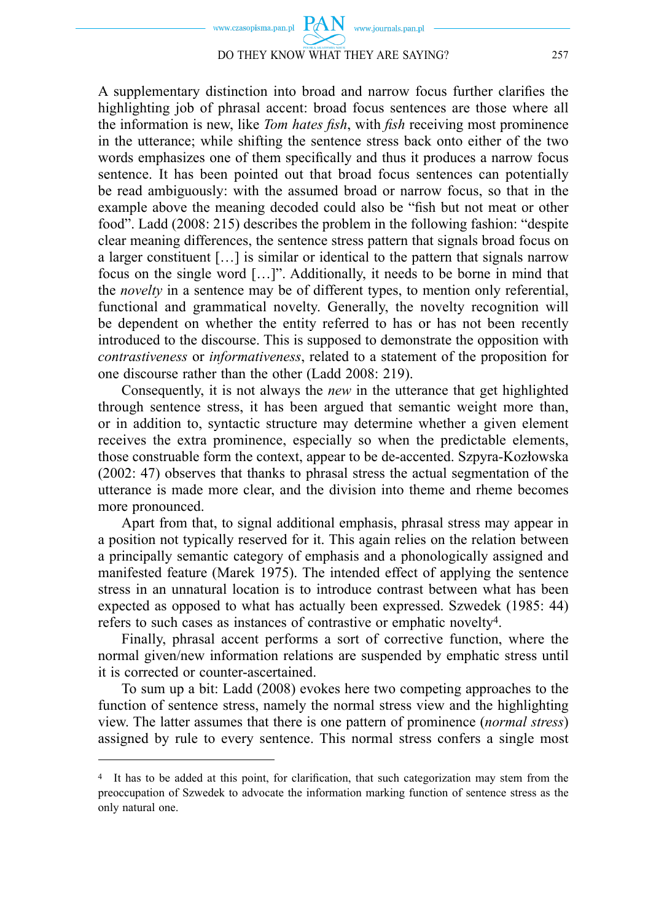A supplementary distinction into broad and narrow focus further clarifies the highlighting job of phrasal accent: broad focus sentences are those where all the information is new, like *Tom hates fish*, with *fish* receiving most prominence in the utterance; while shifting the sentence stress back onto either of the two words emphasizes one of them specifically and thus it produces a narrow focus sentence. It has been pointed out that broad focus sentences can potentially be read ambiguously: with the assumed broad or narrow focus, so that in the example above the meaning decoded could also be "fish but not meat or other food". Ladd (2008: 215) describes the problem in the following fashion: "despite clear meaning differences, the sentence stress pattern that signals broad focus on a larger constituent […] is similar or identical to the pattern that signals narrow focus on the single word […]". Additionally, it needs to be borne in mind that the *novelty* in a sentence may be of different types, to mention only referential, functional and grammatical novelty. Generally, the novelty recognition will be dependent on whether the entity referred to has or has not been recently introduced to the discourse. This is supposed to demonstrate the opposition with *contrastiveness* or *informativeness*, related to a statement of the proposition for one discourse rather than the other (Ladd 2008: 219).

Consequently, it is not always the *new* in the utterance that get highlighted through sentence stress, it has been argued that semantic weight more than, or in addition to, syntactic structure may determine whether a given element receives the extra prominence, especially so when the predictable elements, those construable form the context, appear to be de-accented. Szpyra-Kozłowska (2002: 47) observes that thanks to phrasal stress the actual segmentation of the utterance is made more clear, and the division into theme and rheme becomes more pronounced.

Apart from that, to signal additional emphasis, phrasal stress may appear in a position not typically reserved for it. This again relies on the relation between a principally semantic category of emphasis and a phonologically assigned and manifested feature (Marek 1975). The intended effect of applying the sentence stress in an unnatural location is to introduce contrast between what has been expected as opposed to what has actually been expressed. Szwedek (1985: 44) refers to such cases as instances of contrastive or emphatic novelty[4].

Finally, phrasal accent performs a sort of corrective function, where the normal given/new information relations are suspended by emphatic stress until it is corrected or counter-ascertained.

To sum up a bit: Ladd (2008) evokes here two competing approaches to the function of sentence stress, namely the normal stress view and the highlighting view. The latter assumes that there is one pattern of prominence (*normal stress*) assigned by rule to every sentence. This normal stress confers a single most

---

[4] It has to be added at this point, for clarification, that such categorization may stem from the preoccupation of Szwedek to advocate the information marking function of sentence stress as the only natural one.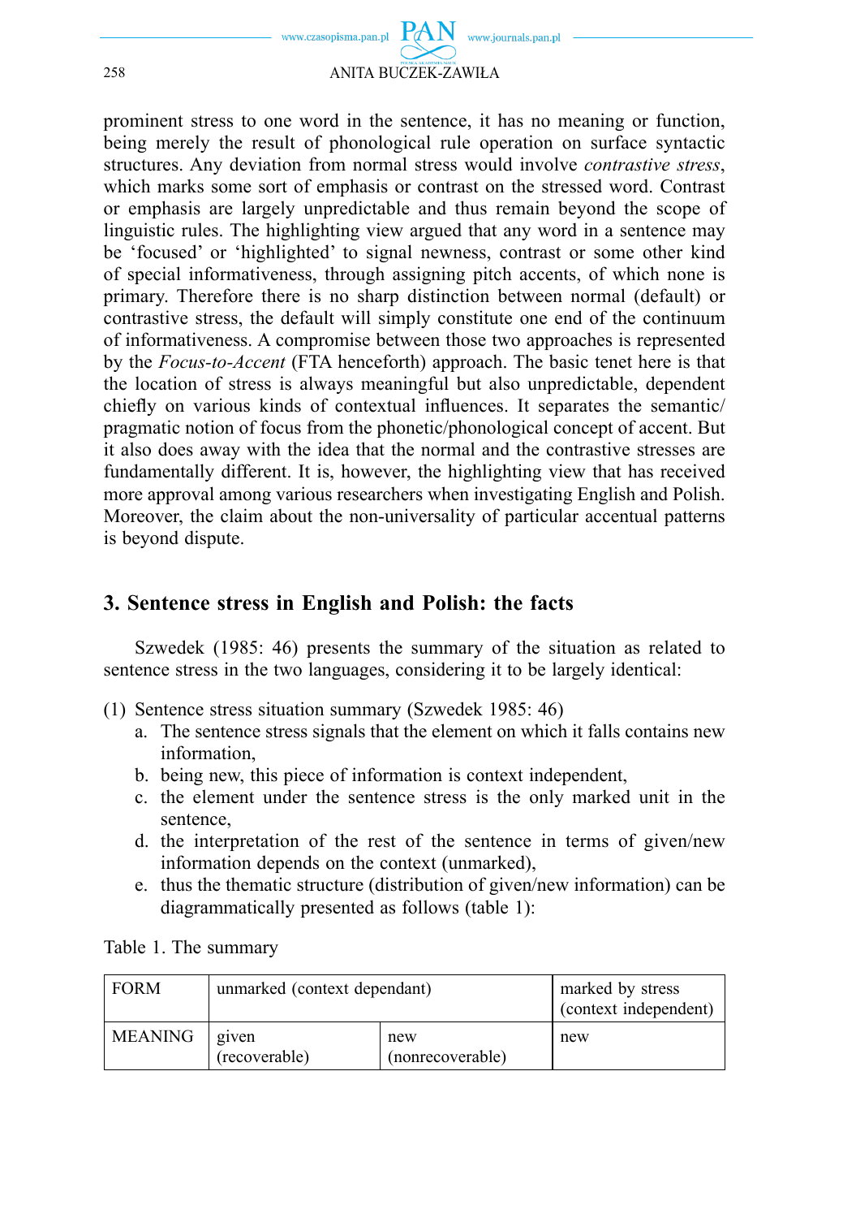prominent stress to one word in the sentence, it has no meaning or function, being merely the result of phonological rule operation on surface syntactic structures. Any deviation from normal stress would involve *contrastive stress*, which marks some sort of emphasis or contrast on the stressed word. Contrast or emphasis are largely unpredictable and thus remain beyond the scope of linguistic rules. The highlighting view argued that any word in a sentence may be 'focused' or 'highlighted' to signal newness, contrast or some other kind of special informativeness, through assigning pitch accents, of which none is primary. Therefore there is no sharp distinction between normal (default) or contrastive stress, the default will simply constitute one end of the continuum of informativeness. A compromise between those two approaches is represented by the *Focus-to-Accent* (FTA henceforth) approach. The basic tenet here is that the location of stress is always meaningful but also unpredictable, dependent chiefly on various kinds of contextual influences. It separates the semantic/pragmatic notion of focus from the phonetic/phonological concept of accent. But it also does away with the idea that the normal and the contrastive stresses are fundamentally different. It is, however, the highlighting view that has received more approval among various researchers when investigating English and Polish. Moreover, the claim about the non-universality of particular accentual patterns is beyond dispute.

## 3. Sentence stress in English and Polish: the facts

Szwedek (1985: 46) presents the summary of the situation as related to sentence stress in the two languages, considering it to be largely identical:

(1) Sentence stress situation summary (Szwedek 1985: 46)
   a. The sentence stress signals that the element on which it falls contains new information,
   b. being new, this piece of information is context independent,
   c. the element under the sentence stress is the only marked unit in the sentence,
   d. the interpretation of the rest of the sentence in terms of given/new information depends on the context (unmarked),
   e. thus the thematic structure (distribution of given/new information) can be diagrammatically presented as follows (table 1):

Table 1. The summary

| FORM | unmarked (context dependant) | | marked by stress (context independent) |
|---|---|---|---|
| MEANING | given (recoverable) | new (nonrecoverable) | new |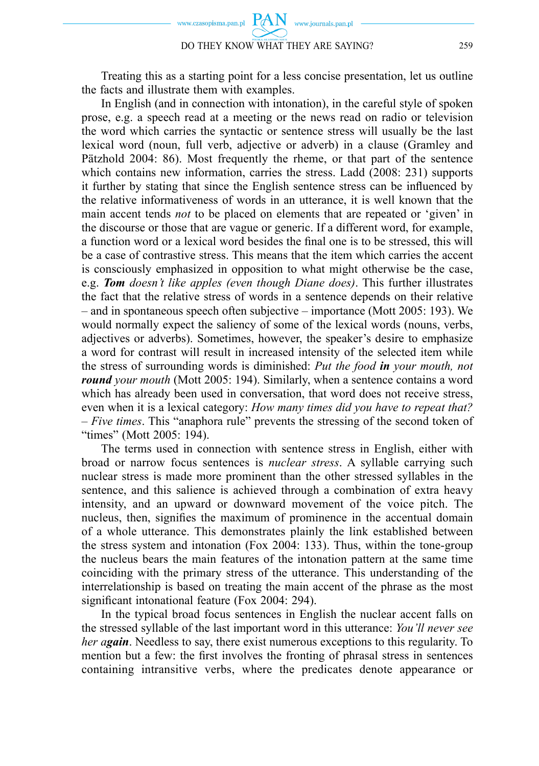Treating this as a starting point for a less concise presentation, let us outline the facts and illustrate them with examples.

In English (and in connection with intonation), in the careful style of spoken prose, e.g. a speech read at a meeting or the news read on radio or television the word which carries the syntactic or sentence stress will usually be the last lexical word (noun, full verb, adjective or adverb) in a clause (Gramley and Pätzhold 2004: 86). Most frequently the rheme, or that part of the sentence which contains new information, carries the stress. Ladd (2008: 231) supports it further by stating that since the English sentence stress can be influenced by the relative informativeness of words in an utterance, it is well known that the main accent tends *not* to be placed on elements that are repeated or 'given' in the discourse or those that are vague or generic. If a different word, for example, a function word or a lexical word besides the final one is to be stressed, this will be a case of contrastive stress. This means that the item which carries the accent is consciously emphasized in opposition to what might otherwise be the case, e.g. ***Tom** doesn't like apples (even though Diane does)*. This further illustrates the fact that the relative stress of words in a sentence depends on their relative – and in spontaneous speech often subjective – importance (Mott 2005: 193). We would normally expect the saliency of some of the lexical words (nouns, verbs, adjectives or adverbs). Sometimes, however, the speaker's desire to emphasize a word for contrast will result in increased intensity of the selected item while the stress of surrounding words is diminished: *Put the food **in** your mouth, not **round** your mouth* (Mott 2005: 194). Similarly, when a sentence contains a word which has already been used in conversation, that word does not receive stress, even when it is a lexical category: *How many times did you have to repeat that? – Five times*. This "anaphora rule" prevents the stressing of the second token of "times" (Mott 2005: 194).

The terms used in connection with sentence stress in English, either with broad or narrow focus sentences is *nuclear stress*. A syllable carrying such nuclear stress is made more prominent than the other stressed syllables in the sentence, and this salience is achieved through a combination of extra heavy intensity, and an upward or downward movement of the voice pitch. The nucleus, then, signifies the maximum of prominence in the accentual domain of a whole utterance. This demonstrates plainly the link established between the stress system and intonation (Fox 2004: 133). Thus, within the tone-group the nucleus bears the main features of the intonation pattern at the same time coinciding with the primary stress of the utterance. This understanding of the interrelationship is based on treating the main accent of the phrase as the most significant intonational feature (Fox 2004: 294).

In the typical broad focus sentences in English the nuclear accent falls on the stressed syllable of the last important word in this utterance: *You'll never see her a**gain***. Needless to say, there exist numerous exceptions to this regularity. To mention but a few: the first involves the fronting of phrasal stress in sentences containing intransitive verbs, where the predicates denote appearance or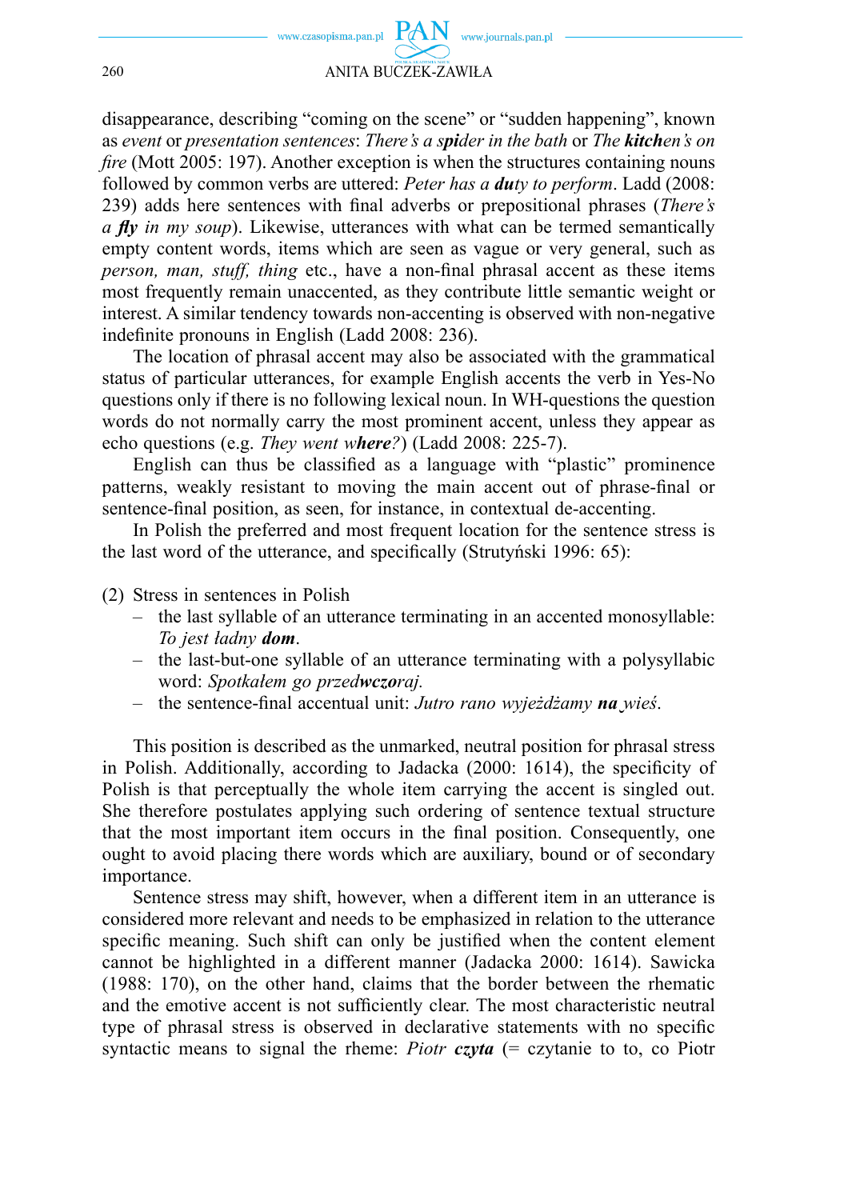disappearance, describing "coming on the scene" or "sudden happening", known as *event* or *presentation sentences*: *There's a* ***spi****der in the bath* or *The* ***kitch****en's on fire* (Mott 2005: 197). Another exception is when the structures containing nouns followed by common verbs are uttered: *Peter has a* ***du****ty to perform*. Ladd (2008: 239) adds here sentences with final adverbs or prepositional phrases (*There's a* ***fly*** *in my soup*). Likewise, utterances with what can be termed semantically empty content words, items which are seen as vague or very general, such as *person, man, stuff, thing* etc., have a non-final phrasal accent as these items most frequently remain unaccented, as they contribute little semantic weight or interest. A similar tendency towards non-accenting is observed with non-negative indefinite pronouns in English (Ladd 2008: 236).

The location of phrasal accent may also be associated with the grammatical status of particular utterances, for example English accents the verb in Yes-No questions only if there is no following lexical noun. In WH-questions the question words do not normally carry the most prominent accent, unless they appear as echo questions (e.g. *They went w****here****?*) (Ladd 2008: 225-7).

English can thus be classified as a language with "plastic" prominence patterns, weakly resistant to moving the main accent out of phrase-final or sentence-final position, as seen, for instance, in contextual de-accenting.

In Polish the preferred and most frequent location for the sentence stress is the last word of the utterance, and specifically (Strutyński 1996: 65):

(2) Stress in sentences in Polish
- the last syllable of an utterance terminating in an accented monosyllable: *To jest ładny* ***dom***.
- the last-but-one syllable of an utterance terminating with a polysyllabic word: *Spotkałem go przed****wczo****raj.*
- the sentence-final accentual unit: *Jutro rano wyjeżdżamy* ***na*** *wieś*.

This position is described as the unmarked, neutral position for phrasal stress in Polish. Additionally, according to Jadacka (2000: 1614), the specificity of Polish is that perceptually the whole item carrying the accent is singled out. She therefore postulates applying such ordering of sentence textual structure that the most important item occurs in the final position. Consequently, one ought to avoid placing there words which are auxiliary, bound or of secondary importance.

Sentence stress may shift, however, when a different item in an utterance is considered more relevant and needs to be emphasized in relation to the utterance specific meaning. Such shift can only be justified when the content element cannot be highlighted in a different manner (Jadacka 2000: 1614). Sawicka (1988: 170), on the other hand, claims that the border between the rhematic and the emotive accent is not sufficiently clear. The most characteristic neutral type of phrasal stress is observed in declarative statements with no specific syntactic means to signal the rheme: *Piotr* ***czyta*** (= czytanie to to, co Piotr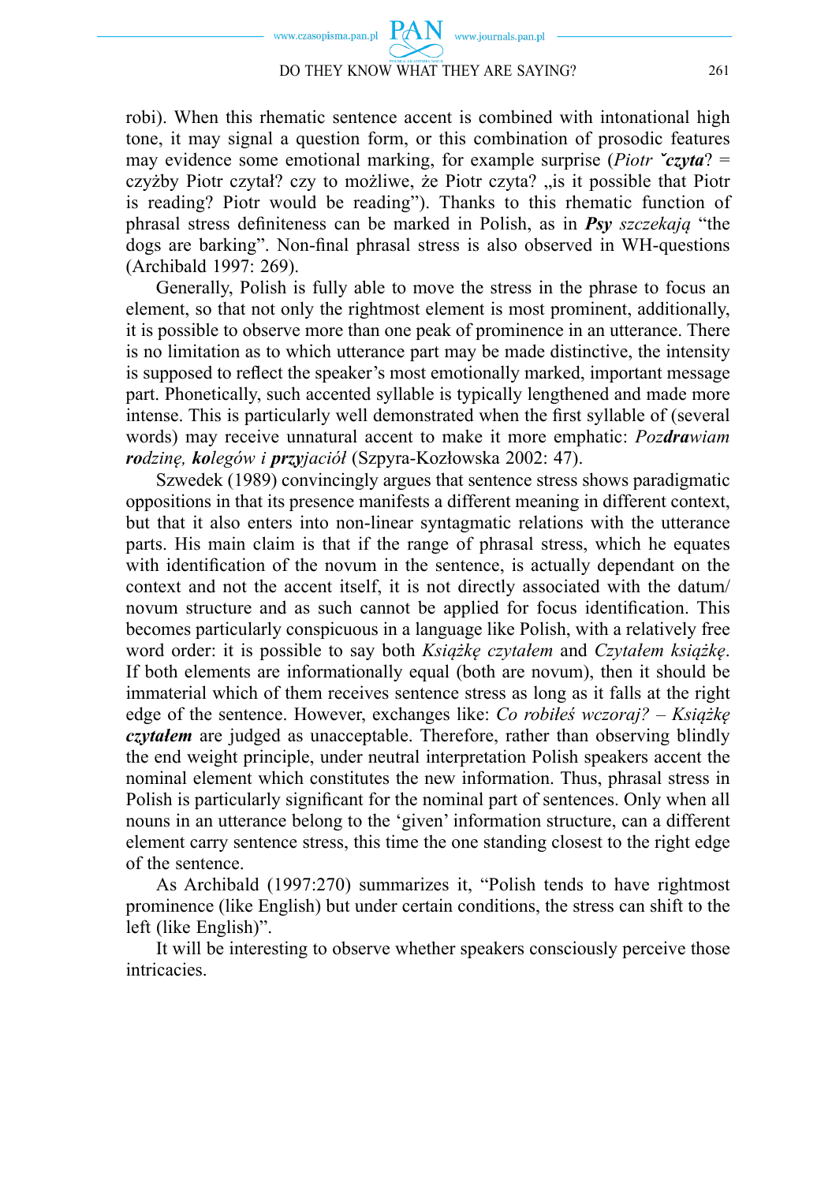robi). When this rhematic sentence accent is combined with intonational high tone, it may signal a question form, or this combination of prosodic features may evidence some emotional marking, for example surprise (*Piotr* ˇ***czyta****?* = czyżby Piotr czytał? czy to możliwe, że Piotr czyta? „is it possible that Piotr is reading? Piotr would be reading"). Thanks to this rhematic function of phrasal stress definiteness can be marked in Polish, as in ***Psy*** *szczekają* "the dogs are barking". Non-final phrasal stress is also observed in WH-questions (Archibald 1997: 269).

Generally, Polish is fully able to move the stress in the phrase to focus an element, so that not only the rightmost element is most prominent, additionally, it is possible to observe more than one peak of prominence in an utterance. There is no limitation as to which utterance part may be made distinctive, the intensity is supposed to reflect the speaker's most emotionally marked, important message part. Phonetically, such accented syllable is typically lengthened and made more intense. This is particularly well demonstrated when the first syllable of (several words) may receive unnatural accent to make it more emphatic: *Poz****dra****wiam* ***ro****dzinę,* ***ko****legów i* ***przy****jaciół* (Szpyra-Kozłowska 2002: 47).

Szwedek (1989) convincingly argues that sentence stress shows paradigmatic oppositions in that its presence manifests a different meaning in different context, but that it also enters into non-linear syntagmatic relations with the utterance parts. His main claim is that if the range of phrasal stress, which he equates with identification of the novum in the sentence, is actually dependant on the context and not the accent itself, it is not directly associated with the datum/novum structure and as such cannot be applied for focus identification. This becomes particularly conspicuous in a language like Polish, with a relatively free word order: it is possible to say both *Książkę czytałem* and *Czytałem książkę*. If both elements are informationally equal (both are novum), then it should be immaterial which of them receives sentence stress as long as it falls at the right edge of the sentence. However, exchanges like: *Co robiłeś wczoraj? – Książkę* ***czytałem*** are judged as unacceptable. Therefore, rather than observing blindly the end weight principle, under neutral interpretation Polish speakers accent the nominal element which constitutes the new information. Thus, phrasal stress in Polish is particularly significant for the nominal part of sentences. Only when all nouns in an utterance belong to the 'given' information structure, can a different element carry sentence stress, this time the one standing closest to the right edge of the sentence.

As Archibald (1997:270) summarizes it, "Polish tends to have rightmost prominence (like English) but under certain conditions, the stress can shift to the left (like English)".

It will be interesting to observe whether speakers consciously perceive those intricacies.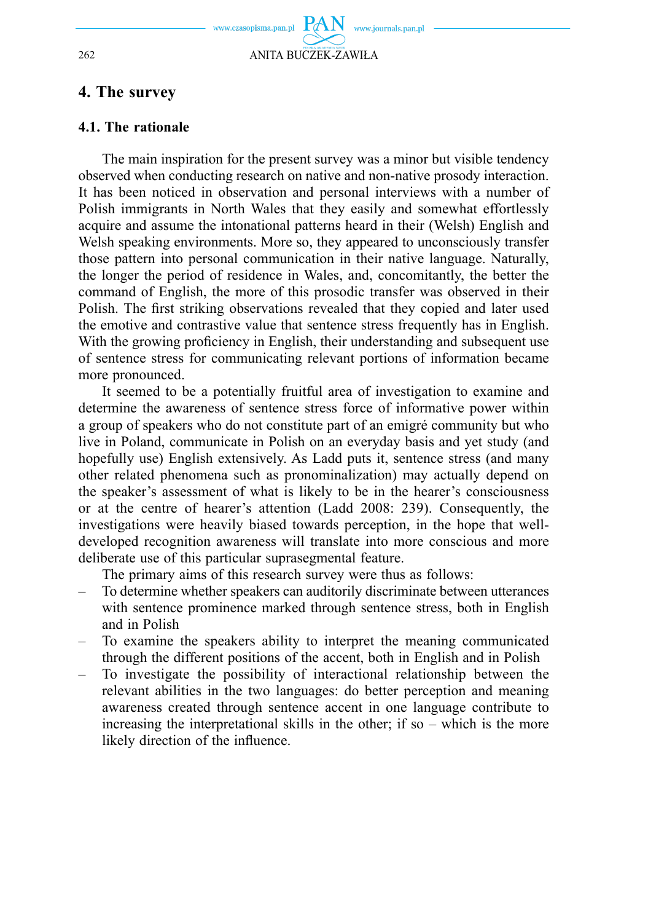## 4. The survey

### 4.1. The rationale

The main inspiration for the present survey was a minor but visible tendency observed when conducting research on native and non-native prosody interaction. It has been noticed in observation and personal interviews with a number of Polish immigrants in North Wales that they easily and somewhat effortlessly acquire and assume the intonational patterns heard in their (Welsh) English and Welsh speaking environments. More so, they appeared to unconsciously transfer those pattern into personal communication in their native language. Naturally, the longer the period of residence in Wales, and, concomitantly, the better the command of English, the more of this prosodic transfer was observed in their Polish. The first striking observations revealed that they copied and later used the emotive and contrastive value that sentence stress frequently has in English. With the growing proficiency in English, their understanding and subsequent use of sentence stress for communicating relevant portions of information became more pronounced.

It seemed to be a potentially fruitful area of investigation to examine and determine the awareness of sentence stress force of informative power within a group of speakers who do not constitute part of an emigré community but who live in Poland, communicate in Polish on an everyday basis and yet study (and hopefully use) English extensively. As Ladd puts it, sentence stress (and many other related phenomena such as pronominalization) may actually depend on the speaker's assessment of what is likely to be in the hearer's consciousness or at the centre of hearer's attention (Ladd 2008: 239). Consequently, the investigations were heavily biased towards perception, in the hope that well-developed recognition awareness will translate into more conscious and more deliberate use of this particular suprasegmental feature.

The primary aims of this research survey were thus as follows:

- To determine whether speakers can auditorily discriminate between utterances with sentence prominence marked through sentence stress, both in English and in Polish
- To examine the speakers ability to interpret the meaning communicated through the different positions of the accent, both in English and in Polish
- To investigate the possibility of interactional relationship between the relevant abilities in the two languages: do better perception and meaning awareness created through sentence accent in one language contribute to increasing the interpretational skills in the other; if so – which is the more likely direction of the influence.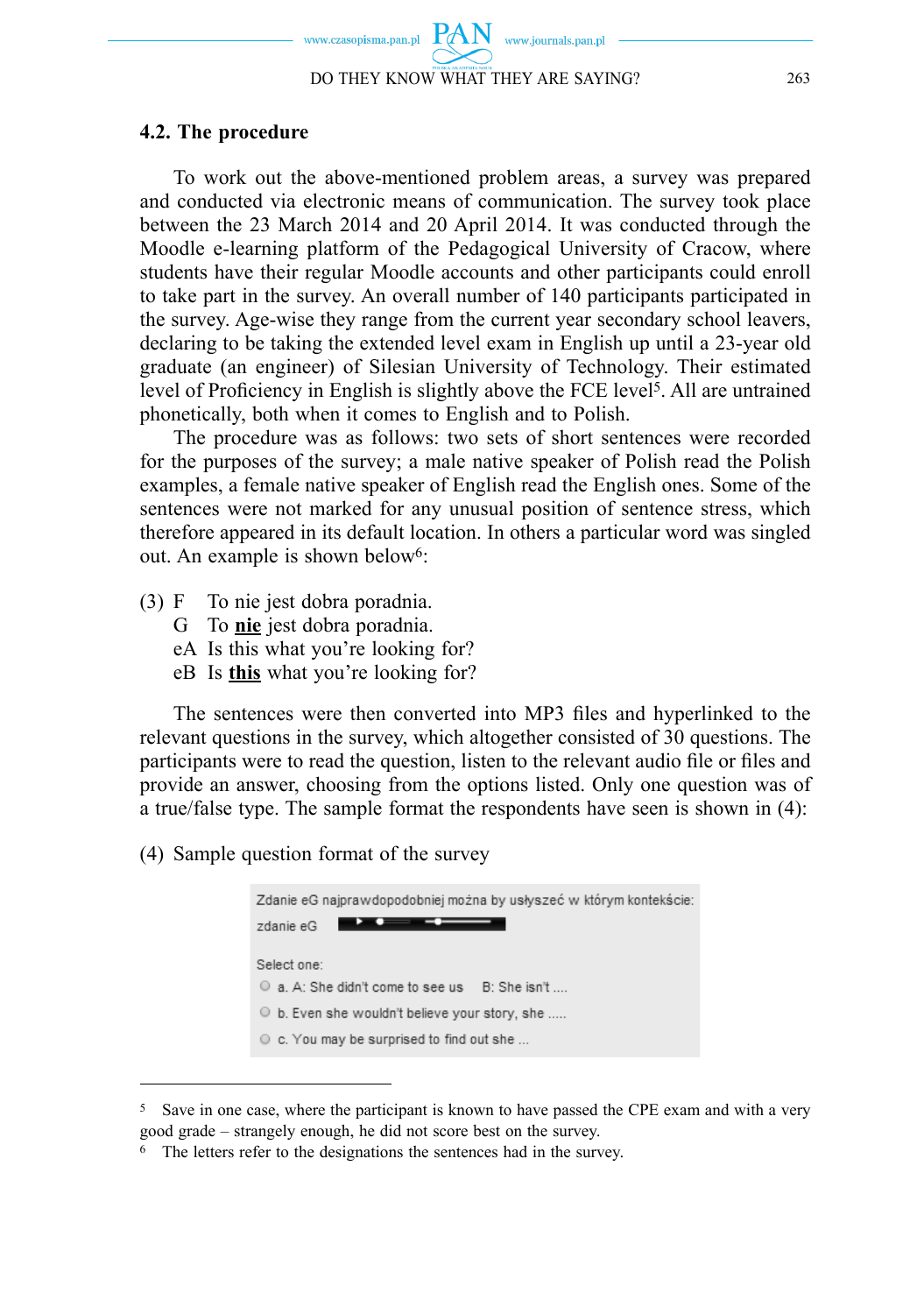### 4.2. The procedure

To work out the above-mentioned problem areas, a survey was prepared and conducted via electronic means of communication. The survey took place between the 23 March 2014 and 20 April 2014. It was conducted through the Moodle e-learning platform of the Pedagogical University of Cracow, where students have their regular Moodle accounts and other participants could enroll to take part in the survey. An overall number of 140 participants participated in the survey. Age-wise they range from the current year secondary school leavers, declaring to be taking the extended level exam in English up until a 23-year old graduate (an engineer) of Silesian University of Technology. Their estimated level of Proficiency in English is slightly above the FCE level[5]. All are untrained phonetically, both when it comes to English and to Polish.

The procedure was as follows: two sets of short sentences were recorded for the purposes of the survey; a male native speaker of Polish read the Polish examples, a female native speaker of English read the English ones. Some of the sentences were not marked for any unusual position of sentence stress, which therefore appeared in its default location. In others a particular word was singled out. An example is shown below[6]:

(3) F To nie jest dobra poradnia.
G To **nie** jest dobra poradnia.
eA Is this what you're looking for?
eB Is **this** what you're looking for?

The sentences were then converted into MP3 files and hyperlinked to the relevant questions in the survey, which altogether consisted of 30 questions. The participants were to read the question, listen to the relevant audio file or files and provide an answer, choosing from the options listed. Only one question was of a true/false type. The sample format the respondents have seen is shown in (4):

(4) Sample question format of the survey

Zdanie eG najprawdopodobniej można by usłyszeć w którym kontekście:
zdanie eG

Select one:
- a. A: She didn't come to see us B: She isn't ....
- b. Even she wouldn't believe your story, she .....
- c. You may be surprised to find out she ...

---

[5] Save in one case, where the participant is known to have passed the CPE exam and with a very good grade – strangely enough, he did not score best on the survey.

[6] The letters refer to the designations the sentences had in the survey.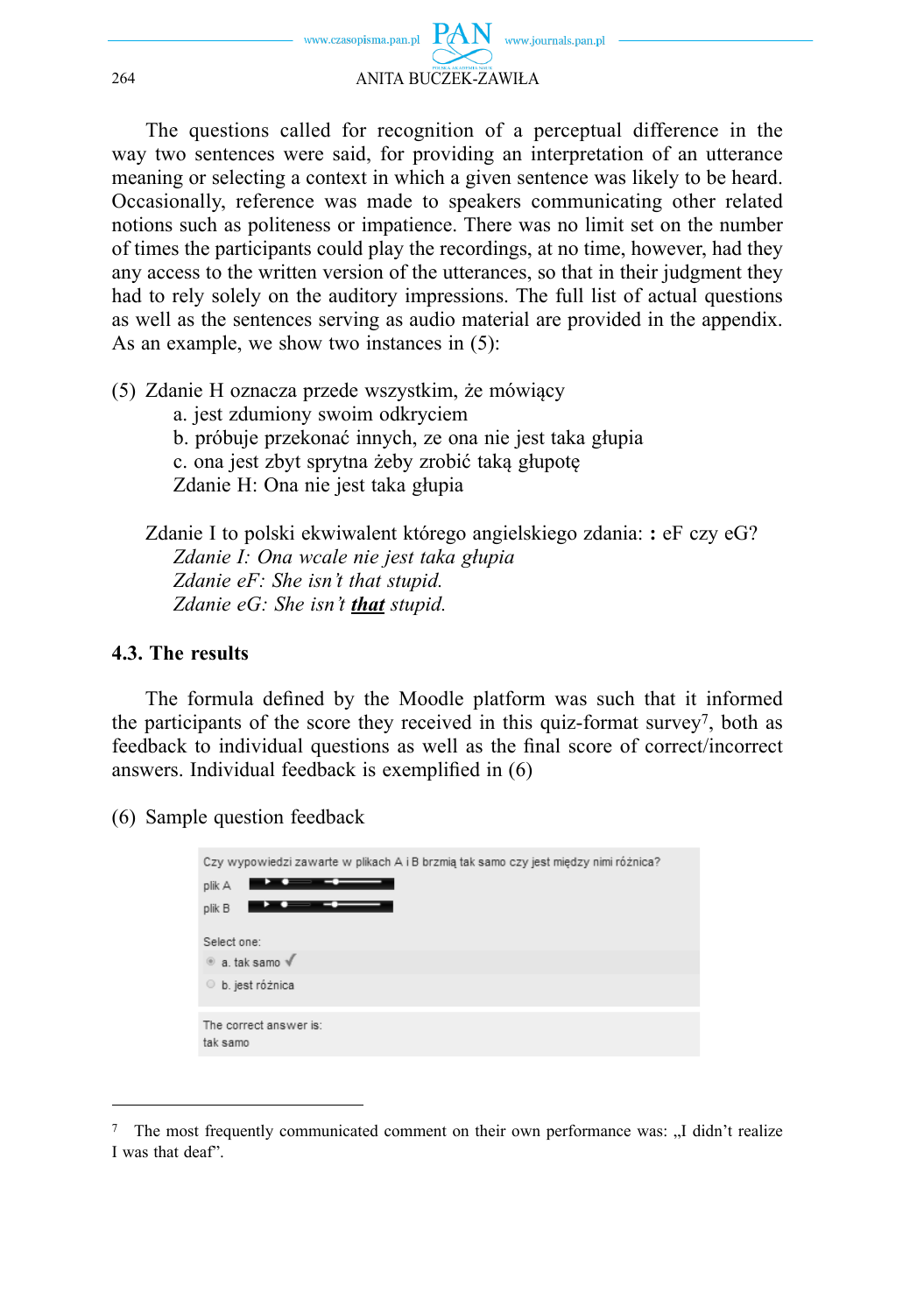The questions called for recognition of a perceptual difference in the way two sentences were said, for providing an interpretation of an utterance meaning or selecting a context in which a given sentence was likely to be heard. Occasionally, reference was made to speakers communicating other related notions such as politeness or impatience. There was no limit set on the number of times the participants could play the recordings, at no time, however, had they any access to the written version of the utterances, so that in their judgment they had to rely solely on the auditory impressions. The full list of actual questions as well as the sentences serving as audio material are provided in the appendix. As an example, we show two instances in (5):

(5) Zdanie H oznacza przede wszystkim, że mówiący
  a. jest zdumiony swoim odkryciem
  b. próbuje przekonać innych, ze ona nie jest taka głupia
  c. ona jest zbyt sprytna żeby zrobić taką głupotę
  Zdanie H: Ona nie jest taka głupia

Zdanie I to polski ekwiwalent którego angielskiego zdania: **:** eF czy eG?
  *Zdanie I: Ona wcale nie jest taka głupia*
  *Zdanie eF: She isn't that stupid.*
  *Zdanie eG: She isn't **that** stupid.*

### 4.3. The results

The formula defined by the Moodle platform was such that it informed the participants of the score they received in this quiz-format survey[7], both as feedback to individual questions as well as the final score of correct/incorrect answers. Individual feedback is exemplified in (6)

(6) Sample question feedback

Czy wypowiedzi zawarte w plikach A i B brzmią tak samo czy jest między nimi różnica?
plik A
plik B

Select one:
a. tak samo ✓
b. jest różnica

The correct answer is:
tak samo

[7] The most frequently communicated comment on their own performance was: „I didn't realize I was that deaf".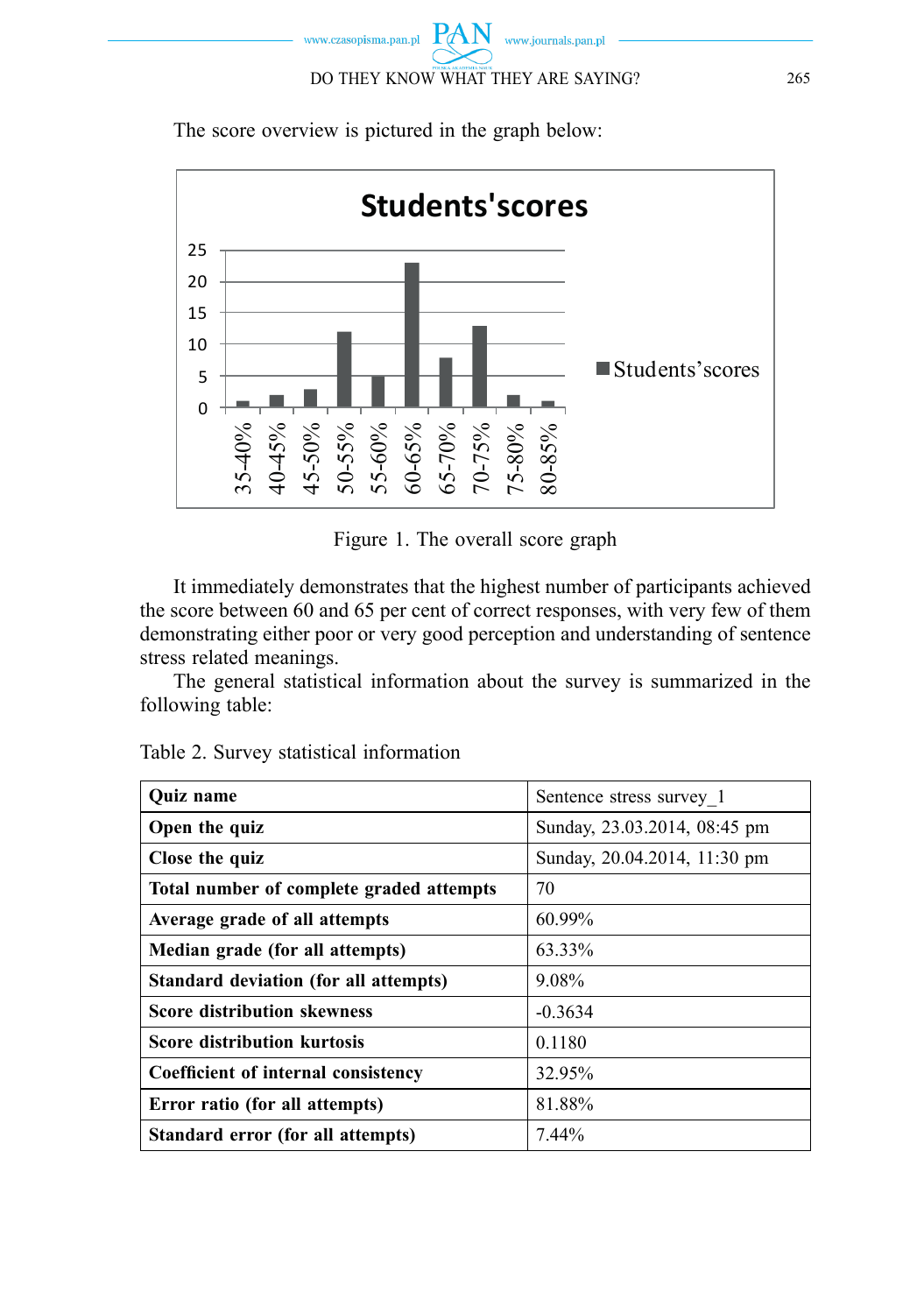The score overview is pictured in the graph below:

Students'scores

25
20
15
10
5
0

35-40%
40-45%
45-50%
50-55%
55-60%
60-65%
65-70%
70-75%
75-80%
80-85%

Students'scores

Figure 1. The overall score graph

It immediately demonstrates that the highest number of participants achieved the score between 60 and 65 per cent of correct responses, with very few of them demonstrating either poor or very good perception and understanding of sentence stress related meanings.

The general statistical information about the survey is summarized in the following table:

Table 2. Survey statistical information

| | |
|---|---|
| **Quiz name** | Sentence stress survey_1 |
| **Open the quiz** | Sunday, 23.03.2014, 08:45 pm |
| **Close the quiz** | Sunday, 20.04.2014, 11:30 pm |
| **Total number of complete graded attempts** | 70 |
| **Average grade of all attempts** | 60.99% |
| **Median grade (for all attempts)** | 63.33% |
| **Standard deviation (for all attempts)** | 9.08% |
| **Score distribution skewness** | -0.3634 |
| **Score distribution kurtosis** | 0.1180 |
| **Coefficient of internal consistency** | 32.95% |
| **Error ratio (for all attempts)** | 81.88% |
| **Standard error (for all attempts)** | 7.44% |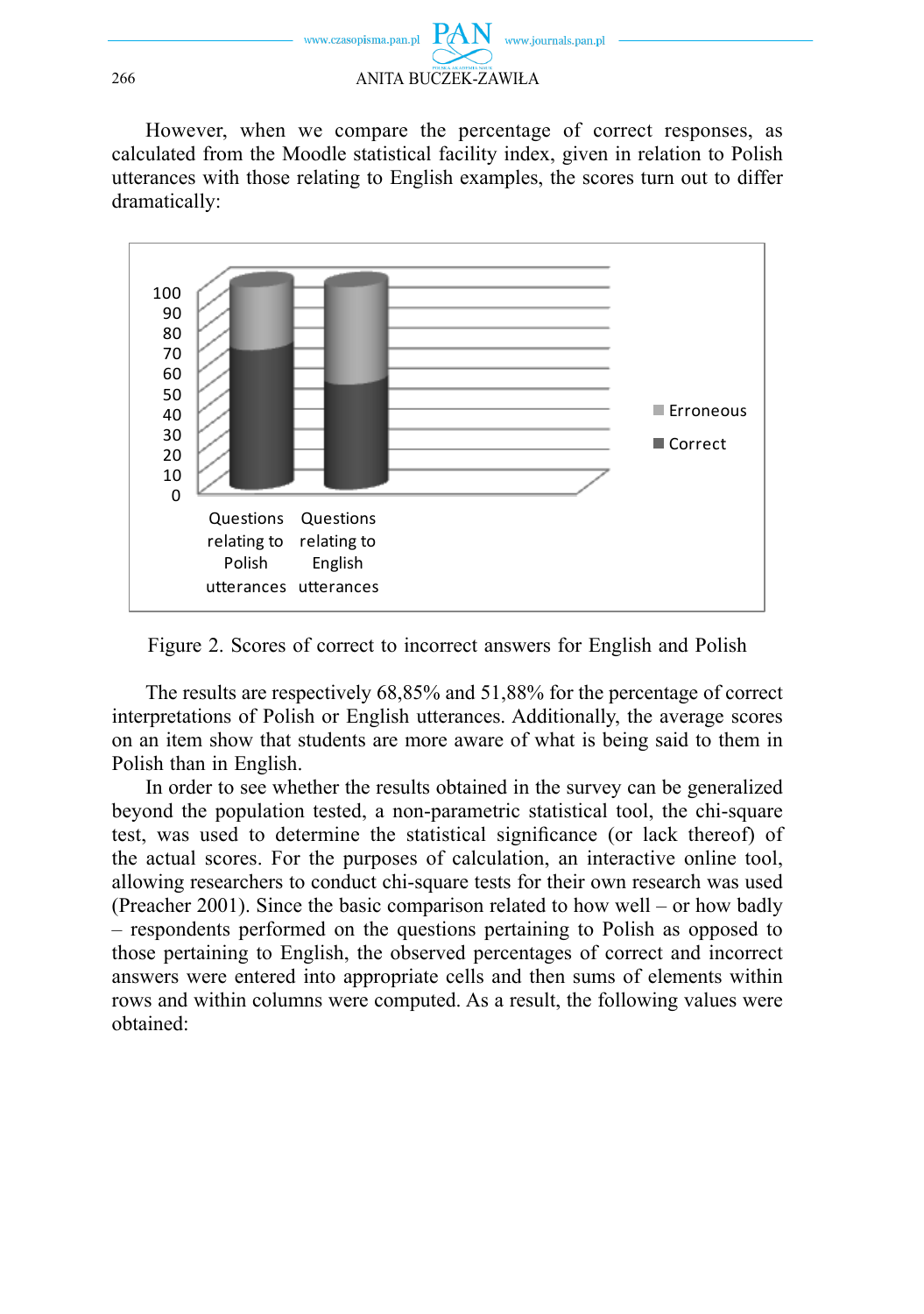However, when we compare the percentage of correct responses, as calculated from the Moodle statistical facility index, given in relation to Polish utterances with those relating to English examples, the scores turn out to differ dramatically:

100
90
80
70
60
50
40
30
20
10
0

Questions relating to Polish utterances

Questions relating to English utterances

Erroneous

Correct

Figure 2. Scores of correct to incorrect answers for English and Polish

The results are respectively 68,85% and 51,88% for the percentage of correct interpretations of Polish or English utterances. Additionally, the average scores on an item show that students are more aware of what is being said to them in Polish than in English.

In order to see whether the results obtained in the survey can be generalized beyond the population tested, a non-parametric statistical tool, the chi-square test, was used to determine the statistical significance (or lack thereof) of the actual scores. For the purposes of calculation, an interactive online tool, allowing researchers to conduct chi-square tests for their own research was used (Preacher 2001). Since the basic comparison related to how well – or how badly – respondents performed on the questions pertaining to Polish as opposed to those pertaining to English, the observed percentages of correct and incorrect answers were entered into appropriate cells and then sums of elements within rows and within columns were computed. As a result, the following values were obtained: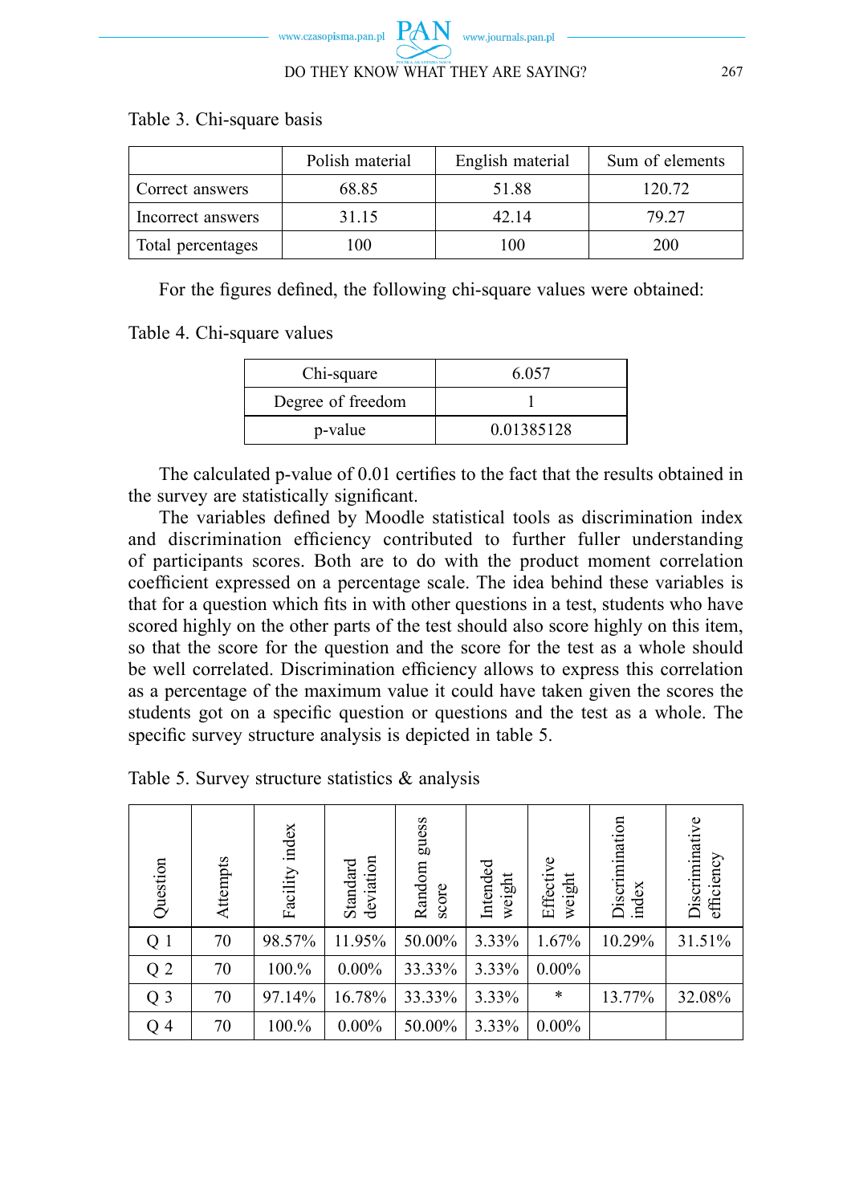Table 3. Chi-square basis

| | Polish material | English material | Sum of elements |
|---|---|---|---|
| Correct answers | 68.85 | 51.88 | 120.72 |
| Incorrect answers | 31.15 | 42.14 | 79.27 |
| Total percentages | 100 | 100 | 200 |

For the figures defined, the following chi-square values were obtained:

Table 4. Chi-square values

| Chi-square | 6.057 |
|---|---|
| Degree of freedom | 1 |
| p-value | 0.01385128 |

The calculated p-value of 0.01 certifies to the fact that the results obtained in the survey are statistically significant.

The variables defined by Moodle statistical tools as discrimination index and discrimination efficiency contributed to further fuller understanding of participants scores. Both are to do with the product moment correlation coefficient expressed on a percentage scale. The idea behind these variables is that for a question which fits in with other questions in a test, students who have scored highly on the other parts of the test should also score highly on this item, so that the score for the question and the score for the test as a whole should be well correlated. Discrimination efficiency allows to express this correlation as a percentage of the maximum value it could have taken given the scores the students got on a specific question or questions and the test as a whole. The specific survey structure analysis is depicted in table 5.

Table 5. Survey structure statistics & analysis

| Question | Attempts | Facility index | Standard deviation | Random guess score | Intended weight | Effective weight | Discrimination index | Discriminative efficiency |
|---|---|---|---|---|---|---|---|---|
| Q 1 | 70 | 98.57% | 11.95% | 50.00% | 3.33% | 1.67% | 10.29% | 31.51% |
| Q 2 | 70 | 100.% | 0.00% | 33.33% | 3.33% | 0.00% | | |
| Q 3 | 70 | 97.14% | 16.78% | 33.33% | 3.33% | * | 13.77% | 32.08% |
| Q 4 | 70 | 100.% | 0.00% | 50.00% | 3.33% | 0.00% | | |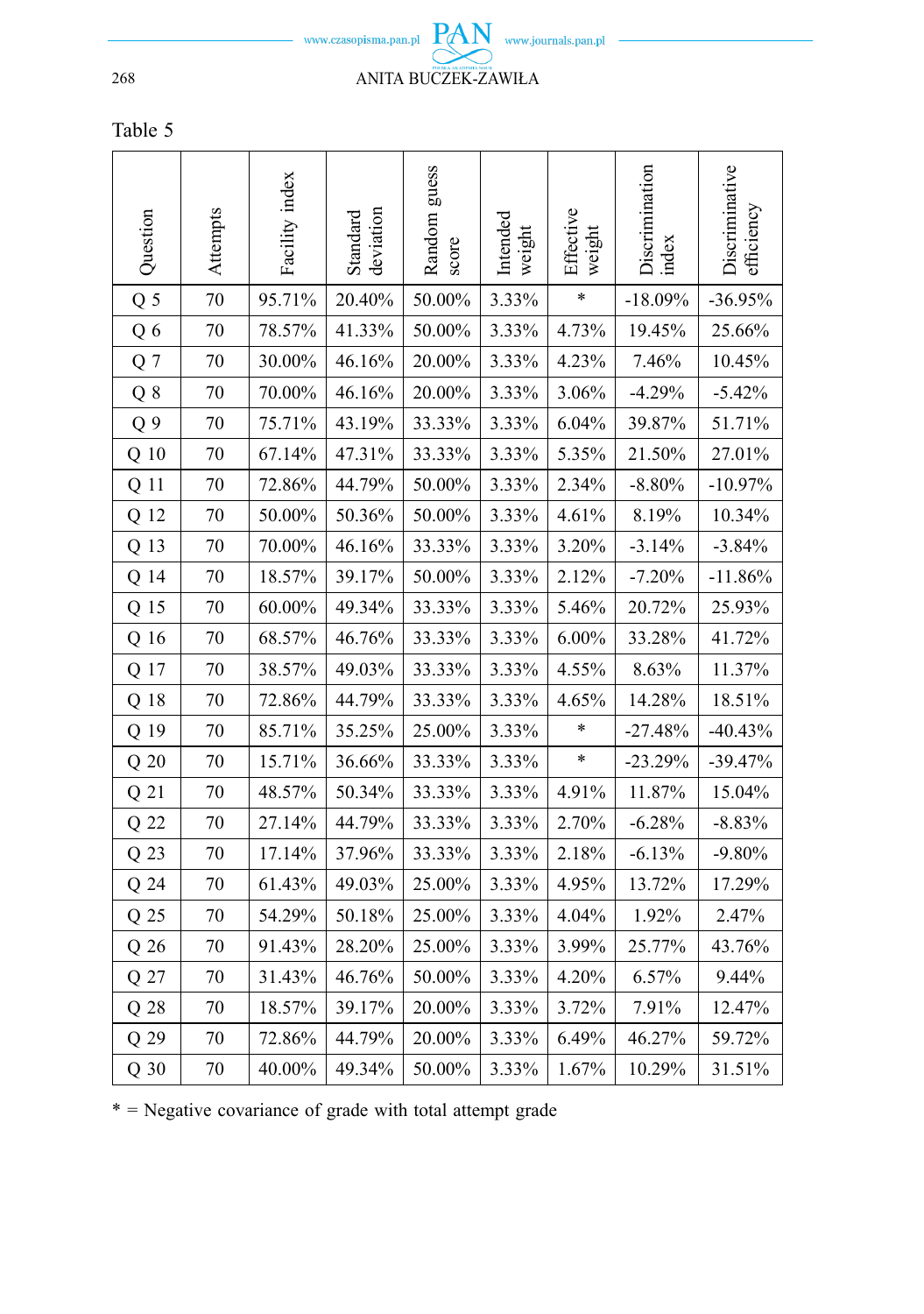Table 5

| Question | Attempts | Facility index | Standard deviation | Random guess score | Intended weight | Effective weight | Discrimination index | Discriminative efficiency |
|---|---|---|---|---|---|---|---|---|
| Q 5 | 70 | 95.71% | 20.40% | 50.00% | 3.33% | * | -18.09% | -36.95% |
| Q 6 | 70 | 78.57% | 41.33% | 50.00% | 3.33% | 4.73% | 19.45% | 25.66% |
| Q 7 | 70 | 30.00% | 46.16% | 20.00% | 3.33% | 4.23% | 7.46% | 10.45% |
| Q 8 | 70 | 70.00% | 46.16% | 20.00% | 3.33% | 3.06% | -4.29% | -5.42% |
| Q 9 | 70 | 75.71% | 43.19% | 33.33% | 3.33% | 6.04% | 39.87% | 51.71% |
| Q 10 | 70 | 67.14% | 47.31% | 33.33% | 3.33% | 5.35% | 21.50% | 27.01% |
| Q 11 | 70 | 72.86% | 44.79% | 50.00% | 3.33% | 2.34% | -8.80% | -10.97% |
| Q 12 | 70 | 50.00% | 50.36% | 50.00% | 3.33% | 4.61% | 8.19% | 10.34% |
| Q 13 | 70 | 70.00% | 46.16% | 33.33% | 3.33% | 3.20% | -3.14% | -3.84% |
| Q 14 | 70 | 18.57% | 39.17% | 50.00% | 3.33% | 2.12% | -7.20% | -11.86% |
| Q 15 | 70 | 60.00% | 49.34% | 33.33% | 3.33% | 5.46% | 20.72% | 25.93% |
| Q 16 | 70 | 68.57% | 46.76% | 33.33% | 3.33% | 6.00% | 33.28% | 41.72% |
| Q 17 | 70 | 38.57% | 49.03% | 33.33% | 3.33% | 4.55% | 8.63% | 11.37% |
| Q 18 | 70 | 72.86% | 44.79% | 33.33% | 3.33% | 4.65% | 14.28% | 18.51% |
| Q 19 | 70 | 85.71% | 35.25% | 25.00% | 3.33% | * | -27.48% | -40.43% |
| Q 20 | 70 | 15.71% | 36.66% | 33.33% | 3.33% | * | -23.29% | -39.47% |
| Q 21 | 70 | 48.57% | 50.34% | 33.33% | 3.33% | 4.91% | 11.87% | 15.04% |
| Q 22 | 70 | 27.14% | 44.79% | 33.33% | 3.33% | 2.70% | -6.28% | -8.83% |
| Q 23 | 70 | 17.14% | 37.96% | 33.33% | 3.33% | 2.18% | -6.13% | -9.80% |
| Q 24 | 70 | 61.43% | 49.03% | 25.00% | 3.33% | 4.95% | 13.72% | 17.29% |
| Q 25 | 70 | 54.29% | 50.18% | 25.00% | 3.33% | 4.04% | 1.92% | 2.47% |
| Q 26 | 70 | 91.43% | 28.20% | 25.00% | 3.33% | 3.99% | 25.77% | 43.76% |
| Q 27 | 70 | 31.43% | 46.76% | 50.00% | 3.33% | 4.20% | 6.57% | 9.44% |
| Q 28 | 70 | 18.57% | 39.17% | 20.00% | 3.33% | 3.72% | 7.91% | 12.47% |
| Q 29 | 70 | 72.86% | 44.79% | 20.00% | 3.33% | 6.49% | 46.27% | 59.72% |
| Q 30 | 70 | 40.00% | 49.34% | 50.00% | 3.33% | 1.67% | 10.29% | 31.51% |

* = Negative covariance of grade with total attempt grade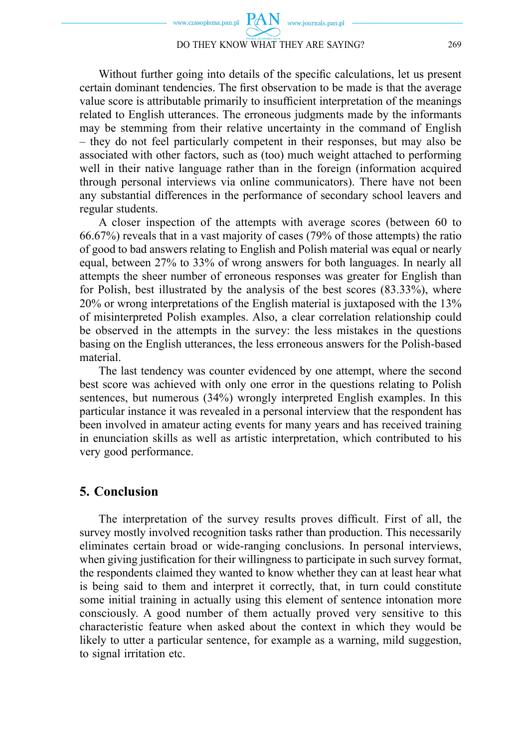Without further going into details of the specific calculations, let us present certain dominant tendencies. The first observation to be made is that the average value score is attributable primarily to insufficient interpretation of the meanings related to English utterances. The erroneous judgments made by the informants may be stemming from their relative uncertainty in the command of English – they do not feel particularly competent in their responses, but may also be associated with other factors, such as (too) much weight attached to performing well in their native language rather than in the foreign (information acquired through personal interviews via online communicators). There have not been any substantial differences in the performance of secondary school leavers and regular students.

A closer inspection of the attempts with average scores (between 60 to 66.67%) reveals that in a vast majority of cases (79% of those attempts) the ratio of good to bad answers relating to English and Polish material was equal or nearly equal, between 27% to 33% of wrong answers for both languages. In nearly all attempts the sheer number of erroneous responses was greater for English than for Polish, best illustrated by the analysis of the best scores (83.33%), where 20% or wrong interpretations of the English material is juxtaposed with the 13% of misinterpreted Polish examples. Also, a clear correlation relationship could be observed in the attempts in the survey: the less mistakes in the questions basing on the English utterances, the less erroneous answers for the Polish-based material.

The last tendency was counter evidenced by one attempt, where the second best score was achieved with only one error in the questions relating to Polish sentences, but numerous (34%) wrongly interpreted English examples. In this particular instance it was revealed in a personal interview that the respondent has been involved in amateur acting events for many years and has received training in enunciation skills as well as artistic interpretation, which contributed to his very good performance.

## 5. Conclusion

The interpretation of the survey results proves difficult. First of all, the survey mostly involved recognition tasks rather than production. This necessarily eliminates certain broad or wide-ranging conclusions. In personal interviews, when giving justification for their willingness to participate in such survey format, the respondents claimed they wanted to know whether they can at least hear what is being said to them and interpret it correctly, that, in turn could constitute some initial training in actually using this element of sentence intonation more consciously. A good number of them actually proved very sensitive to this characteristic feature when asked about the context in which they would be likely to utter a particular sentence, for example as a warning, mild suggestion, to signal irritation etc.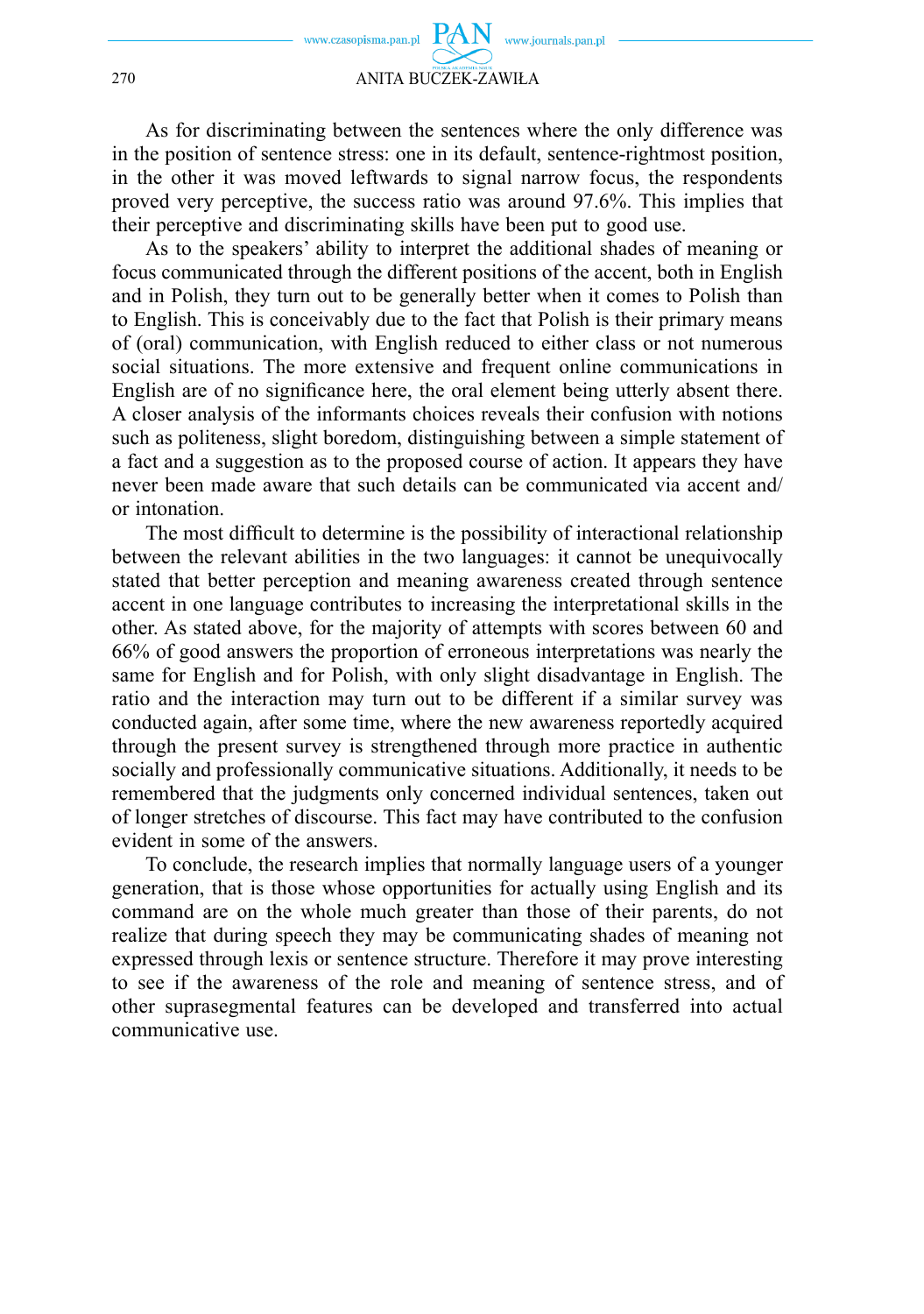As for discriminating between the sentences where the only difference was in the position of sentence stress: one in its default, sentence-rightmost position, in the other it was moved leftwards to signal narrow focus, the respondents proved very perceptive, the success ratio was around 97.6%. This implies that their perceptive and discriminating skills have been put to good use.

As to the speakers' ability to interpret the additional shades of meaning or focus communicated through the different positions of the accent, both in English and in Polish, they turn out to be generally better when it comes to Polish than to English. This is conceivably due to the fact that Polish is their primary means of (oral) communication, with English reduced to either class or not numerous social situations. The more extensive and frequent online communications in English are of no significance here, the oral element being utterly absent there. A closer analysis of the informants choices reveals their confusion with notions such as politeness, slight boredom, distinguishing between a simple statement of a fact and a suggestion as to the proposed course of action. It appears they have never been made aware that such details can be communicated via accent and/or intonation.

The most difficult to determine is the possibility of interactional relationship between the relevant abilities in the two languages: it cannot be unequivocally stated that better perception and meaning awareness created through sentence accent in one language contributes to increasing the interpretational skills in the other. As stated above, for the majority of attempts with scores between 60 and 66% of good answers the proportion of erroneous interpretations was nearly the same for English and for Polish, with only slight disadvantage in English. The ratio and the interaction may turn out to be different if a similar survey was conducted again, after some time, where the new awareness reportedly acquired through the present survey is strengthened through more practice in authentic socially and professionally communicative situations. Additionally, it needs to be remembered that the judgments only concerned individual sentences, taken out of longer stretches of discourse. This fact may have contributed to the confusion evident in some of the answers.

To conclude, the research implies that normally language users of a younger generation, that is those whose opportunities for actually using English and its command are on the whole much greater than those of their parents, do not realize that during speech they may be communicating shades of meaning not expressed through lexis or sentence structure. Therefore it may prove interesting to see if the awareness of the role and meaning of sentence stress, and of other suprasegmental features can be developed and transferred into actual communicative use.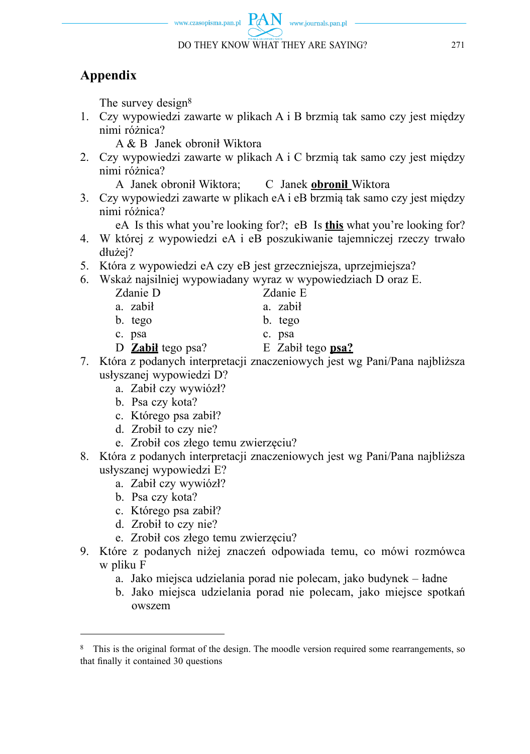## Appendix

The survey design[8]

1. Czy wypowiedzi zawarte w plikach A i B brzmią tak samo czy jest między nimi różnica?

   A & B  Janek obronił Wiktora

2. Czy wypowiedzi zawarte w plikach A i C brzmią tak samo czy jest między nimi różnica?

   A  Janek obronił Wiktora;  C  Janek **<u>obronił</u>** Wiktora

3. Czy wypowiedzi zawarte w plikach eA i eB brzmią tak samo czy jest między nimi różnica?

   eA  Is this what you're looking for?;  eB  Is **<u>this</u>** what you're looking for?

4. W której z wypowiedzi eA i eB poszukiwanie tajemniczej rzeczy trwało dłużej?
5. Która z wypowiedzi eA czy eB jest grzeczniejsza, uprzejmiejsza?
6. Wskaż najsilniej wypowiadany wyraz w wypowiedziach D oraz E.

   Zdanie D
   a. zabił
   b. tego
   c. psa

   D  **<u>Zabił</u>** tego psa?

   Zdanie E
   a. zabił
   b. tego
   c. psa

   E  Zabił tego **<u>psa?</u>**

7. Która z podanych interpretacji znaczeniowych jest wg Pani/Pana najbliższa usłyszanej wypowiedzi D?
   a. Zabił czy wywiózł?
   b. Psa czy kota?
   c. Którego psa zabił?
   d. Zrobił to czy nie?
   e. Zrobił cos złego temu zwierzęciu?
8. Która z podanych interpretacji znaczeniowych jest wg Pani/Pana najbliższa usłyszanej wypowiedzi E?
   a. Zabił czy wywiózł?
   b. Psa czy kota?
   c. Którego psa zabił?
   d. Zrobił to czy nie?
   e. Zrobił cos złego temu zwierzęciu?
9. Które z podanych niżej znaczeń odpowiada temu, co mówi rozmówca w pliku F
   a. Jako miejsca udzielania porad nie polecam, jako budynek – ładne
   b. Jako miejsca udzielania porad nie polecam, jako miejsce spotkań owszem

---

[8] This is the original format of the design. The moodle version required some rearrangements, so that finally it contained 30 questions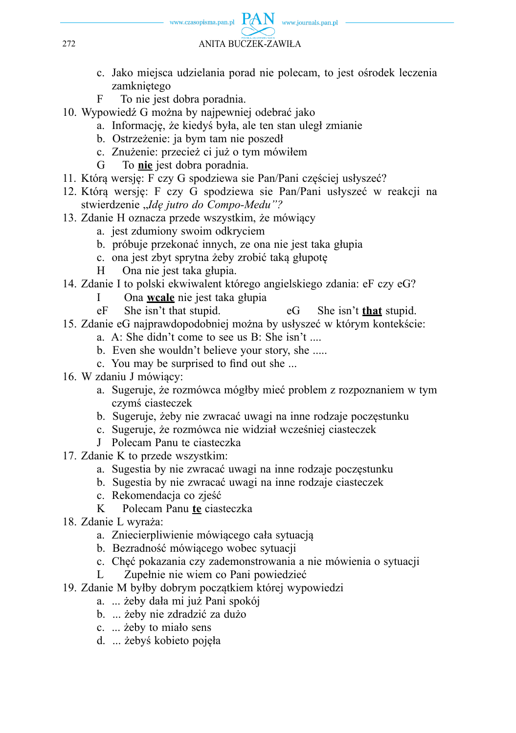c. Jako miejsca udzielania porad nie polecam, to jest ośrodek leczenia zamkniętego

   F  To nie jest dobra poradnia.

10. Wypowiedź G można by najpewniej odebrać jako
    a. Informację, że kiedyś była, ale ten stan uległ zmianie
    b. Ostrzeżenie: ja bym tam nie poszedł
    c. Znużenie: przecież ci już o tym mówiłem

    G  To **nie** jest dobra poradnia.

11. Którą wersję: F czy G spodziewa sie Pan/Pani częściej usłyszeć?
12. Którą wersję: F czy G spodziewa sie Pan/Pani usłyszeć w reakcji na stwierdzenie *„Idę jutro do Compo-Medu”?*
13. Zdanie H oznacza przede wszystkim, że mówiący
    a. jest zdumiony swoim odkryciem
    b. próbuje przekonać innych, ze ona nie jest taka głupia
    c. ona jest zbyt sprytna żeby zrobić taką głupotę

    H  Ona nie jest taka głupia.

14. Zdanie I to polski ekwiwalent którego angielskiego zdania: eF czy eG?

    I  Ona **wcale** nie jest taka głupia

    eF  She isn't that stupid.  eG  She isn't **that** stupid.

15. Zdanie eG najprawdopodobniej można by usłyszeć w którym kontekście:
    a. A: She didn't come to see us B: She isn't ....
    b. Even she wouldn't believe your story, she .....
    c. You may be surprised to find out she ...
16. W zdaniu J mówiący:
    a. Sugeruje, że rozmówca mógłby mieć problem z rozpoznaniem w tym czymś ciasteczek
    b. Sugeruje, żeby nie zwracać uwagi na inne rodzaje poczęstunku
    c. Sugeruje, że rozmówca nie widział wcześniej ciasteczek

    J  Polecam Panu te ciasteczka

17. Zdanie K to przede wszystkim:
    a. Sugestia by nie zwracać uwagi na inne rodzaje poczęstunku
    b. Sugestia by nie zwracać uwagi na inne rodzaje ciasteczek
    c. Rekomendacja co zjeść

    K  Polecam Panu **te** ciasteczka

18. Zdanie L wyraża:
    a. Zniecierpliwienie mówiącego cała sytuacją
    b. Bezradność mówiącego wobec sytuacji
    c. Chęć pokazania czy zademonstrowania a nie mówienia o sytuacji

    L  Zupełnie nie wiem co Pani powiedzieć

19. Zdanie M byłby dobrym początkiem której wypowiedzi
    a. ... żeby dała mi już Pani spokój
    b. ... żeby nie zdradzić za dużo
    c. ... żeby to miało sens
    d. ... żebyś kobieto pojęła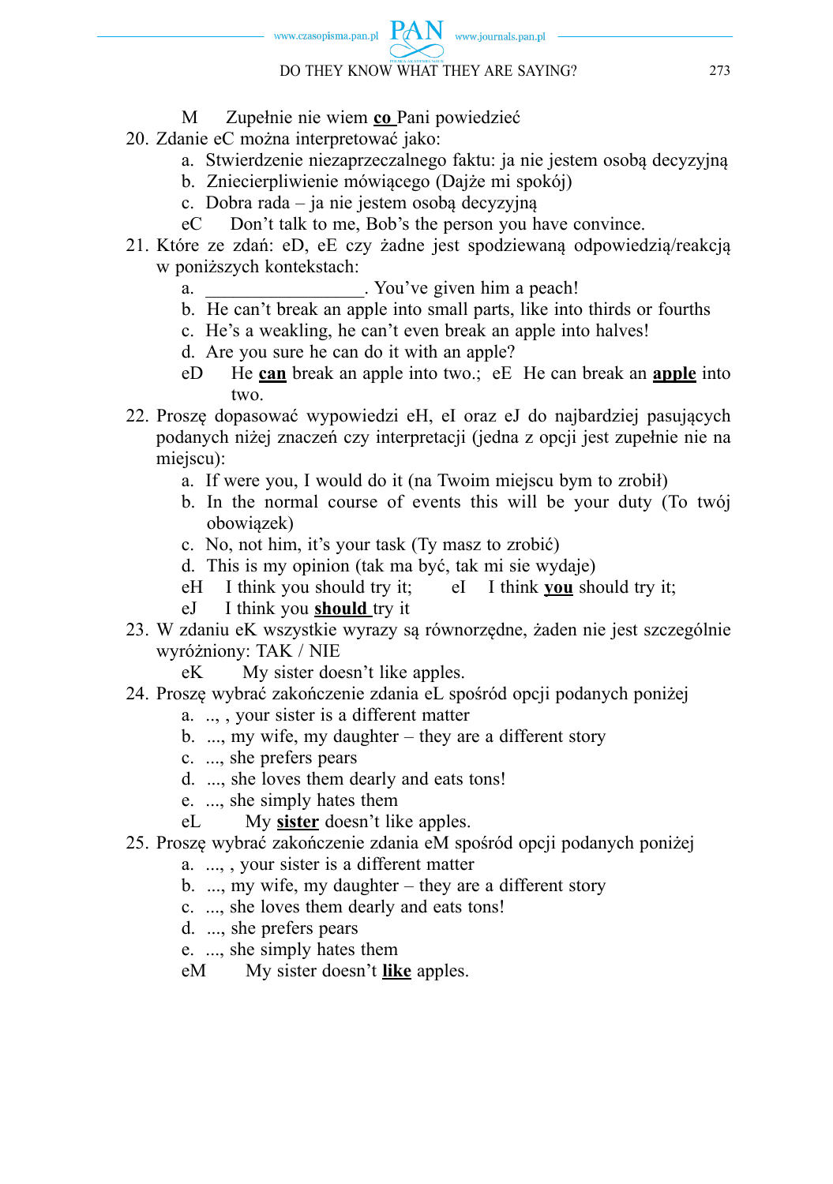M  Zupełnie nie wiem **<u>co</u>** Pani powiedzieć

20. Zdanie eC można interpretować jako:
    a. Stwierdzenie niezaprzeczalnego faktu: ja nie jestem osobą decyzyjną
    b. Zniecierpliwienie mówiącego (Dajże mi spokój)
    c. Dobra rada – ja nie jestem osobą decyzyjną

    eC  Don't talk to me, Bob's the person you have convince.

21. Które ze zdań: eD, eE czy żadne jest spodziewaną odpowiedzią/reakcją w poniższych kontekstach:
    a. _________________. You've given him a peach!
    b. He can't break an apple into small parts, like into thirds or fourths
    c. He's a weakling, he can't even break an apple into halves!
    d. Are you sure he can do it with an apple?

    eD  He **<u>can</u>** break an apple into two.; eE He can break an **<u>apple</u>** into two.

22. Proszę dopasować wypowiedzi eH, eI oraz eJ do najbardziej pasujących podanych niżej znaczeń czy interpretacji (jedna z opcji jest zupełnie nie na miejscu):
    a. If were you, I would do it (na Twoim miejscu bym to zrobił)
    b. In the normal course of events this will be your duty (To twój obowiązek)
    c. No, not him, it's your task (Ty masz to zrobić)
    d. This is my opinion (tak ma być, tak mi sie wydaje)

    eH  I think you should try it;  eI  I think **<u>you</u>** should try it;

    eJ  I think you **<u>should</u>** try it

23. W zdaniu eK wszystkie wyrazy są równorzędne, żaden nie jest szczególnie wyróżniony: TAK / NIE

    eK  My sister doesn't like apples.

24. Proszę wybrać zakończenie zdania eL spośród opcji podanych poniżej
    a. .., , your sister is a different matter
    b. ..., my wife, my daughter – they are a different story
    c. ..., she prefers pears
    d. ..., she loves them dearly and eats tons!
    e. ..., she simply hates them

    eL  My **<u>sister</u>** doesn't like apples.

25. Proszę wybrać zakończenie zdania eM spośród opcji podanych poniżej
    a. ..., , your sister is a different matter
    b. ..., my wife, my daughter – they are a different story
    c. ..., she loves them dearly and eats tons!
    d. ..., she prefers pears
    e. ..., she simply hates them

    eM  My sister doesn't **<u>like</u>** apples.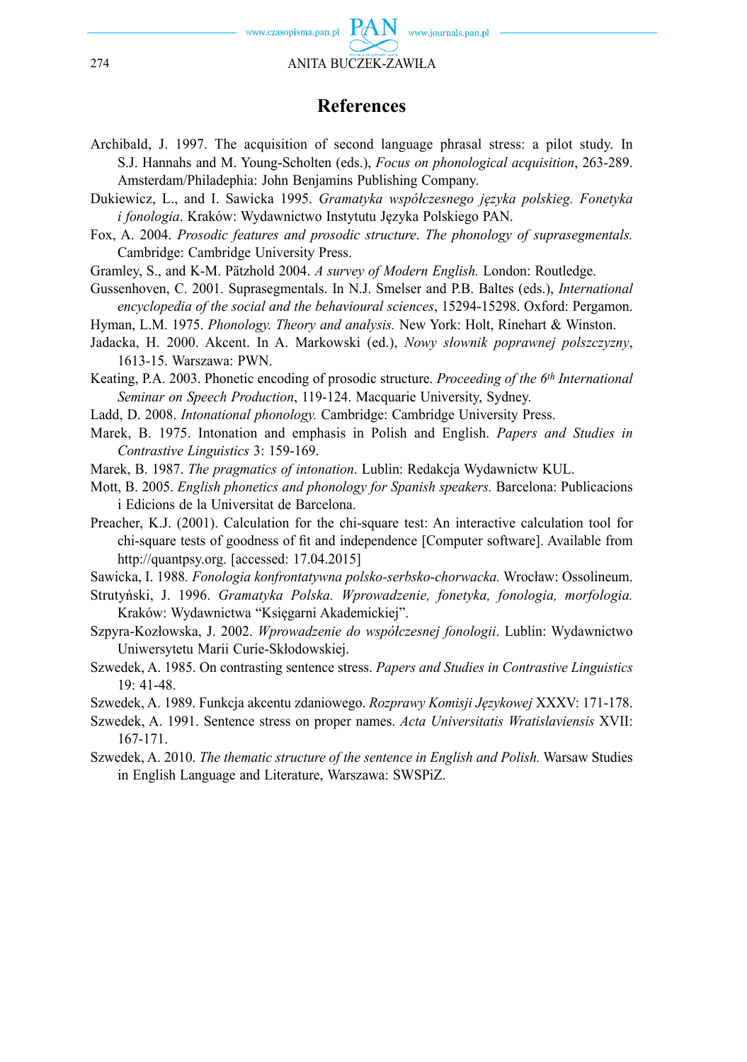## References

Archibald, J. 1997. The acquisition of second language phrasal stress: a pilot study. In S.J. Hannahs and M. Young-Scholten (eds.), *Focus on phonological acquisition*, 263-289. Amsterdam/Philadephia: John Benjamins Publishing Company.

Dukiewicz, L., and I. Sawicka 1995. *Gramatyka współczesnego języka polskieg. Fonetyka i fonologia*. Kraków: Wydawnictwo Instytutu Języka Polskiego PAN.

Fox, A. 2004. *Prosodic features and prosodic structure*. *The phonology of suprasegmentals.* Cambridge: Cambridge University Press.

Gramley, S., and K-M. Pätzhold 2004. *A survey of Modern English.* London: Routledge.

Gussenhoven, C. 2001. Suprasegmentals. In N.J. Smelser and P.B. Baltes (eds.), *International encyclopedia of the social and the behavioural sciences*, 15294-15298. Oxford: Pergamon.

Hyman, L.M. 1975. *Phonology. Theory and analysis.* New York: Holt, Rinehart & Winston.

Jadacka, H. 2000. Akcent. In A. Markowski (ed.), *Nowy słownik poprawnej polszczyzny*, 1613-15. Warszawa: PWN.

Keating, P.A. 2003. Phonetic encoding of prosodic structure. *Proceeding of the 6th International Seminar on Speech Production*, 119-124. Macquarie University, Sydney.

Ladd, D. 2008. *Intonational phonology.* Cambridge: Cambridge University Press.

Marek, B. 1975. Intonation and emphasis in Polish and English. *Papers and Studies in Contrastive Linguistics* 3: 159-169.

Marek, B. 1987. *The pragmatics of intonation*. Lublin: Redakcja Wydawnictw KUL.

Mott, B. 2005. *English phonetics and phonology for Spanish speakers.* Barcelona: Publicacions i Edicions de la Universitat de Barcelona.

Preacher, K.J. (2001). Calculation for the chi-square test: An interactive calculation tool for chi-square tests of goodness of fit and independence [Computer software]. Available from http://quantpsy.org. [accessed: 17.04.2015]

Sawicka, I. 1988. *Fonologia konfrontatywna polsko-serbsko-chorwacka.* Wrocław: Ossolineum.

Strutyński, J. 1996. *Gramatyka Polska. Wprowadzenie, fonetyka, fonologia, morfologia.* Kraków: Wydawnictwa "Księgarni Akademickiej".

Szpyra-Kozłowska, J. 2002. *Wprowadzenie do współczesnej fonologii*. Lublin: Wydawnictwo Uniwersytetu Marii Curie-Skłodowskiej.

Szwedek, A. 1985. On contrasting sentence stress. *Papers and Studies in Contrastive Linguistics* 19: 41-48.

Szwedek, A. 1989. Funkcja akcentu zdaniowego. *Rozprawy Komisji Językowej* XXXV: 171-178.

Szwedek, A. 1991. Sentence stress on proper names. *Acta Universitatis Wratislaviensis* XVII: 167-171.

Szwedek, A. 2010. *The thematic structure of the sentence in English and Polish.* Warsaw Studies in English Language and Literature, Warszawa: SWSPiZ.